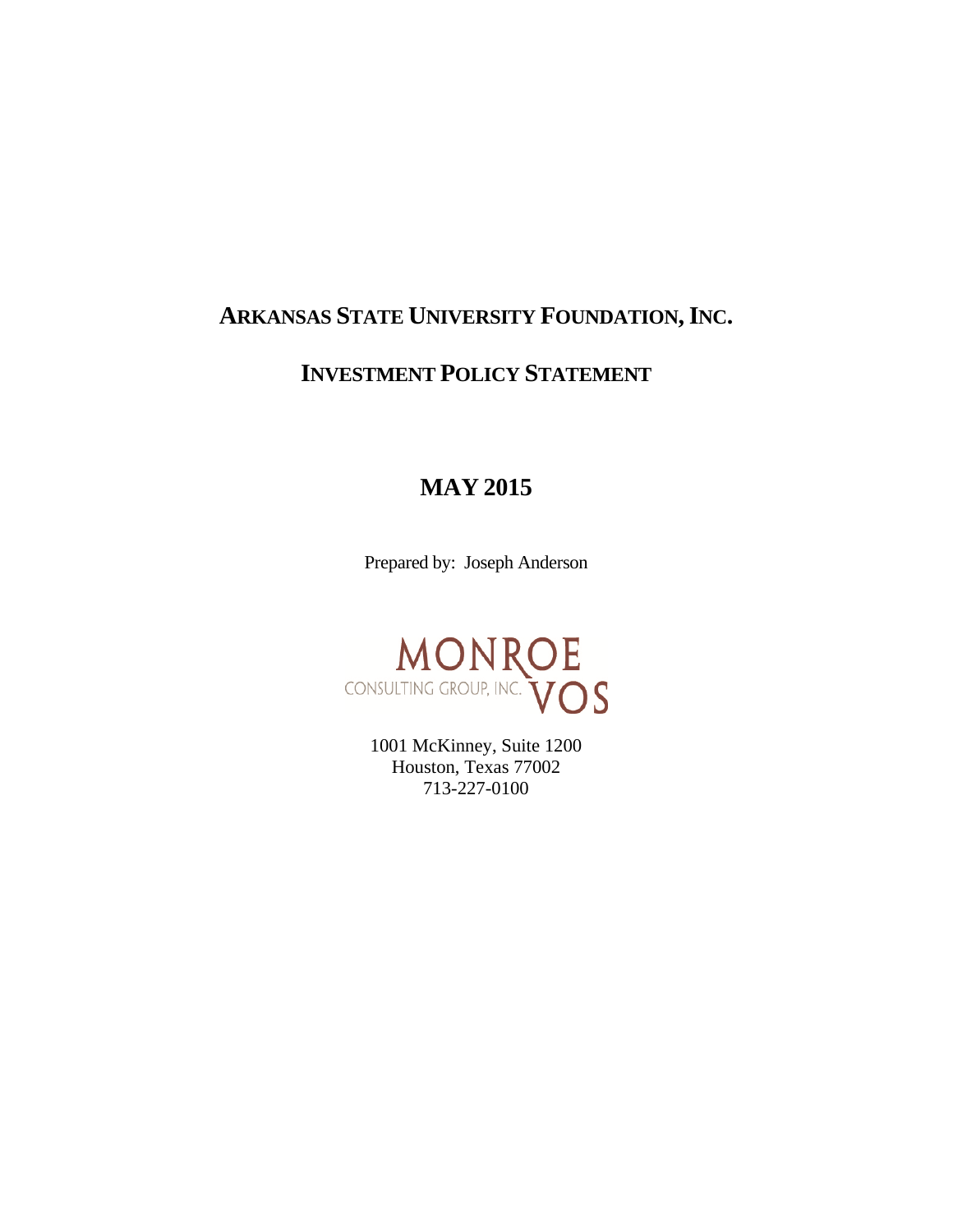# ARKANSAS STATE UNIVERSITY FOUNDATION, INC.

## INVESTMENT POLICY STATEMENT

## MAY 2015

Prepared by: Joseph Anderson

MONROE VOS CONSULTING GROUP, INC.

1001 McKinney, Suite 1200
Houston, Texas 77002
713-227-0100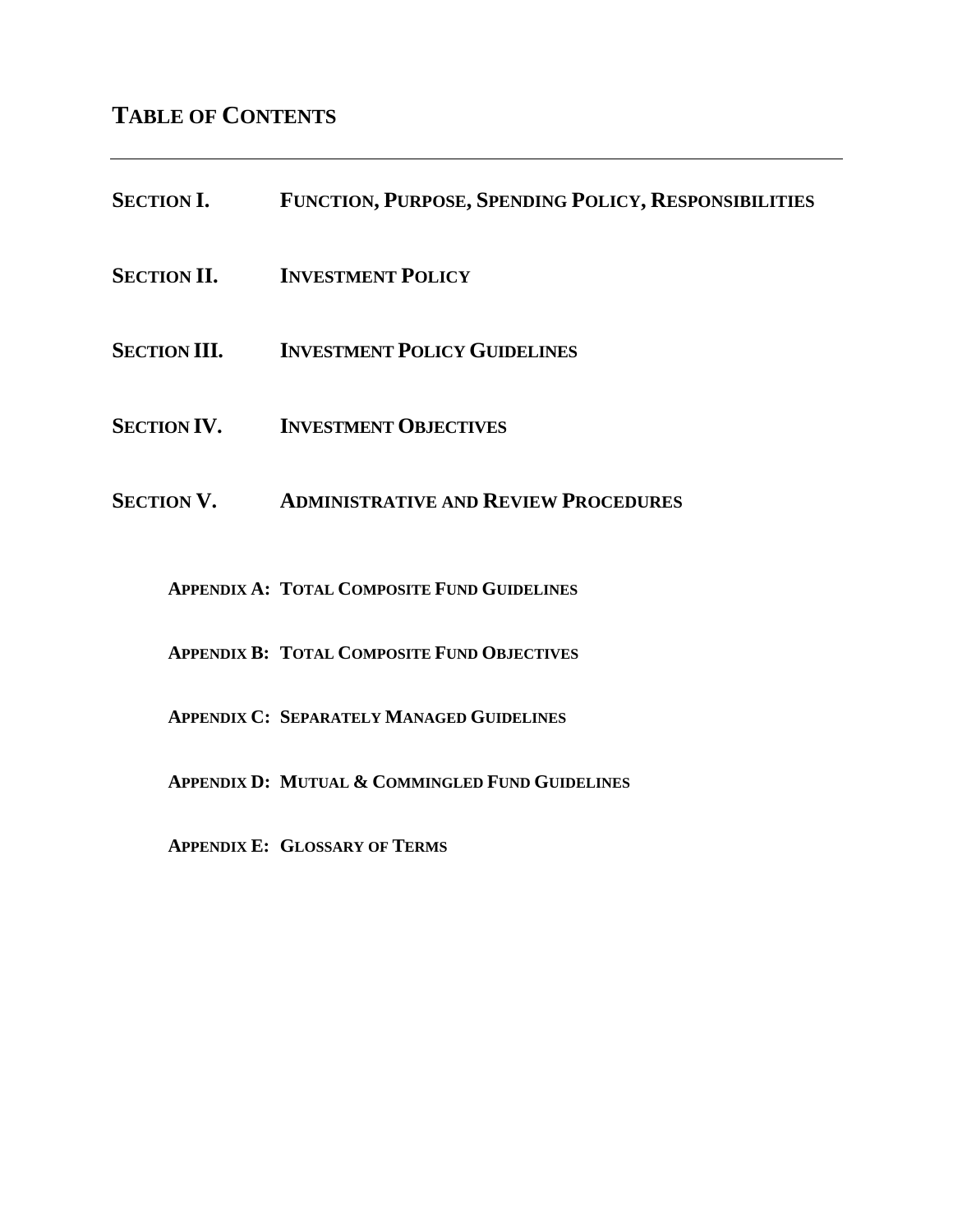# TABLE OF CONTENTS

---

**SECTION I.** **FUNCTION, PURPOSE, SPENDING POLICY, RESPONSIBILITIES**

**SECTION II.** **INVESTMENT POLICY**

**SECTION III.** **INVESTMENT POLICY GUIDELINES**

**SECTION IV.** **INVESTMENT OBJECTIVES**

**SECTION V.** **ADMINISTRATIVE AND REVIEW PROCEDURES**

- **APPENDIX A: TOTAL COMPOSITE FUND GUIDELINES**
- **APPENDIX B: TOTAL COMPOSITE FUND OBJECTIVES**
- **APPENDIX C: SEPARATELY MANAGED GUIDELINES**
- **APPENDIX D: MUTUAL & COMMINGLED FUND GUIDELINES**
- **APPENDIX E: GLOSSARY OF TERMS**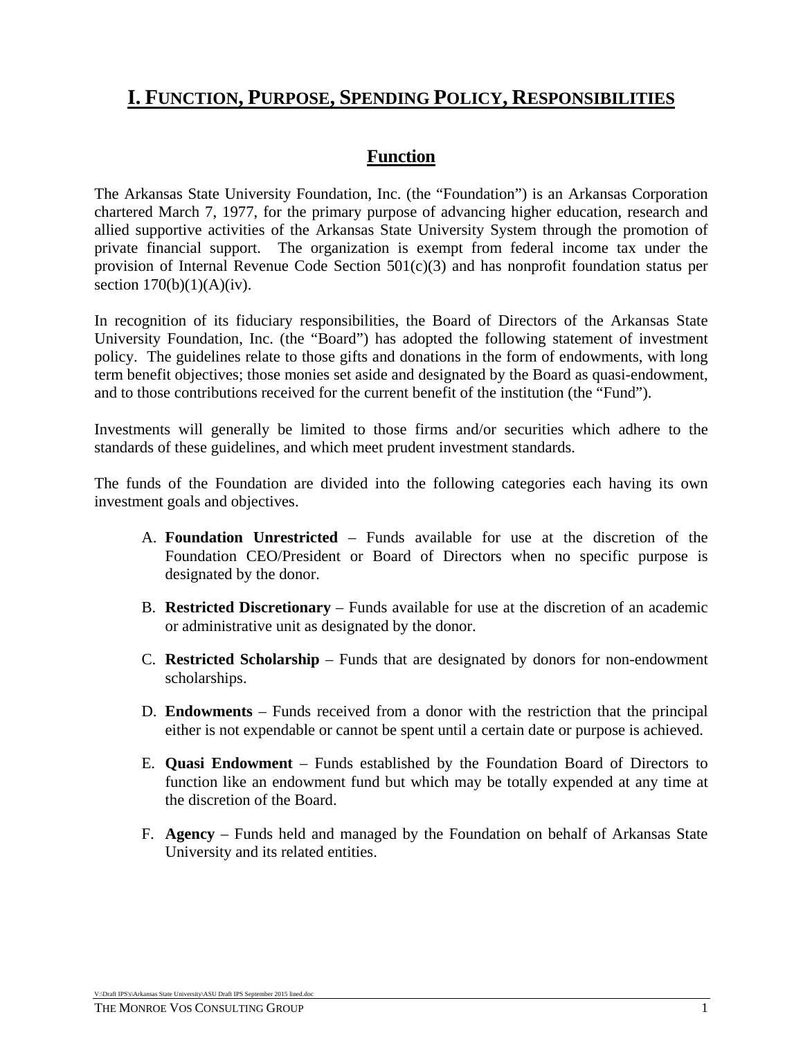# I. FUNCTION, PURPOSE, SPENDING POLICY, RESPONSIBILITIES

## Function

The Arkansas State University Foundation, Inc. (the "Foundation") is an Arkansas Corporation chartered March 7, 1977, for the primary purpose of advancing higher education, research and allied supportive activities of the Arkansas State University System through the promotion of private financial support. The organization is exempt from federal income tax under the provision of Internal Revenue Code Section 501(c)(3) and has nonprofit foundation status per section 170(b)(1)(A)(iv).

In recognition of its fiduciary responsibilities, the Board of Directors of the Arkansas State University Foundation, Inc. (the "Board") has adopted the following statement of investment policy. The guidelines relate to those gifts and donations in the form of endowments, with long term benefit objectives; those monies set aside and designated by the Board as quasi-endowment, and to those contributions received for the current benefit of the institution (the "Fund").

Investments will generally be limited to those firms and/or securities which adhere to the standards of these guidelines, and which meet prudent investment standards.

The funds of the Foundation are divided into the following categories each having its own investment goals and objectives.

A. **Foundation Unrestricted** – Funds available for use at the discretion of the Foundation CEO/President or Board of Directors when no specific purpose is designated by the donor.

B. **Restricted Discretionary** – Funds available for use at the discretion of an academic or administrative unit as designated by the donor.

C. **Restricted Scholarship** – Funds that are designated by donors for non-endowment scholarships.

D. **Endowments** – Funds received from a donor with the restriction that the principal either is not expendable or cannot be spent until a certain date or purpose is achieved.

E. **Quasi Endowment** – Funds established by the Foundation Board of Directors to function like an endowment fund but which may be totally expended at any time at the discretion of the Board.

F. **Agency** – Funds held and managed by the Foundation on behalf of Arkansas State University and its related entities.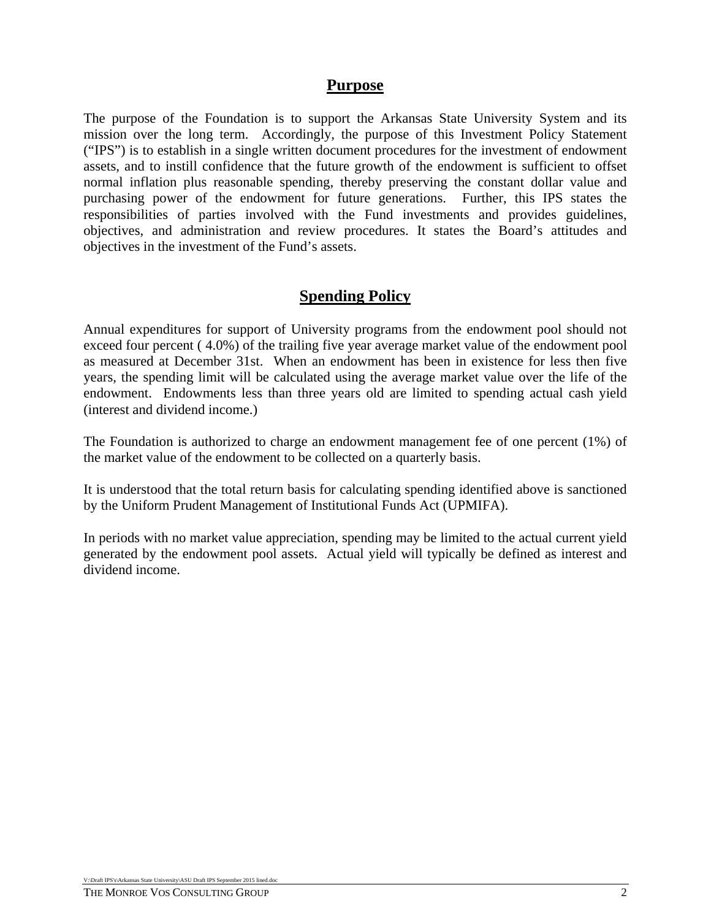## Purpose

The purpose of the Foundation is to support the Arkansas State University System and its mission over the long term. Accordingly, the purpose of this Investment Policy Statement ("IPS") is to establish in a single written document procedures for the investment of endowment assets, and to instill confidence that the future growth of the endowment is sufficient to offset normal inflation plus reasonable spending, thereby preserving the constant dollar value and purchasing power of the endowment for future generations. Further, this IPS states the responsibilities of parties involved with the Fund investments and provides guidelines, objectives, and administration and review procedures. It states the Board's attitudes and objectives in the investment of the Fund's assets.

## Spending Policy

Annual expenditures for support of University programs from the endowment pool should not exceed four percent ( 4.0%) of the trailing five year average market value of the endowment pool as measured at December 31st. When an endowment has been in existence for less then five years, the spending limit will be calculated using the average market value over the life of the endowment. Endowments less than three years old are limited to spending actual cash yield (interest and dividend income.)

The Foundation is authorized to charge an endowment management fee of one percent (1%) of the market value of the endowment to be collected on a quarterly basis.

It is understood that the total return basis for calculating spending identified above is sanctioned by the Uniform Prudent Management of Institutional Funds Act (UPMIFA).

In periods with no market value appreciation, spending may be limited to the actual current yield generated by the endowment pool assets. Actual yield will typically be defined as interest and dividend income.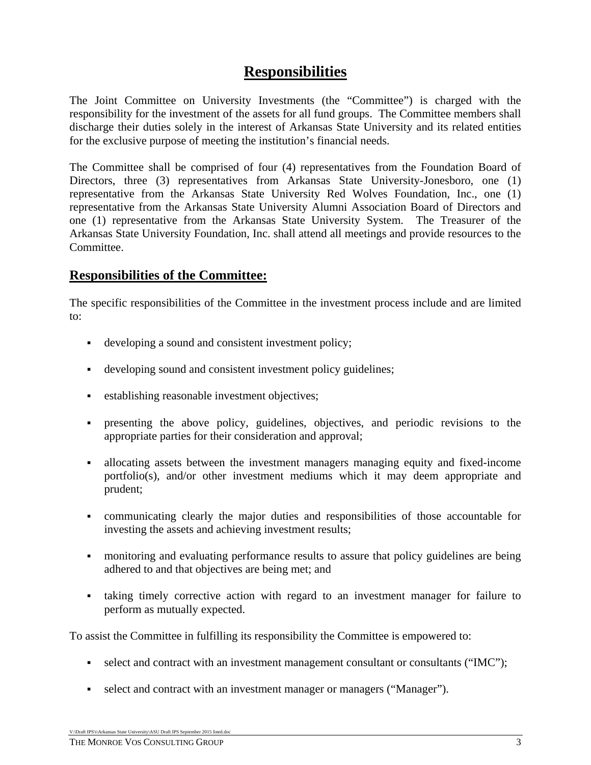# Responsibilities

The Joint Committee on University Investments (the "Committee") is charged with the responsibility for the investment of the assets for all fund groups. The Committee members shall discharge their duties solely in the interest of Arkansas State University and its related entities for the exclusive purpose of meeting the institution's financial needs.

The Committee shall be comprised of four (4) representatives from the Foundation Board of Directors, three (3) representatives from Arkansas State University-Jonesboro, one (1) representative from the Arkansas State University Red Wolves Foundation, Inc., one (1) representative from the Arkansas State University Alumni Association Board of Directors and one (1) representative from the Arkansas State University System. The Treasurer of the Arkansas State University Foundation, Inc. shall attend all meetings and provide resources to the Committee.

## Responsibilities of the Committee:

The specific responsibilities of the Committee in the investment process include and are limited to:

- developing a sound and consistent investment policy;
- developing sound and consistent investment policy guidelines;
- establishing reasonable investment objectives;
- presenting the above policy, guidelines, objectives, and periodic revisions to the appropriate parties for their consideration and approval;
- allocating assets between the investment managers managing equity and fixed-income portfolio(s), and/or other investment mediums which it may deem appropriate and prudent;
- communicating clearly the major duties and responsibilities of those accountable for investing the assets and achieving investment results;
- monitoring and evaluating performance results to assure that policy guidelines are being adhered to and that objectives are being met; and
- taking timely corrective action with regard to an investment manager for failure to perform as mutually expected.

To assist the Committee in fulfilling its responsibility the Committee is empowered to:

- select and contract with an investment management consultant or consultants ("IMC");
- select and contract with an investment manager or managers ("Manager").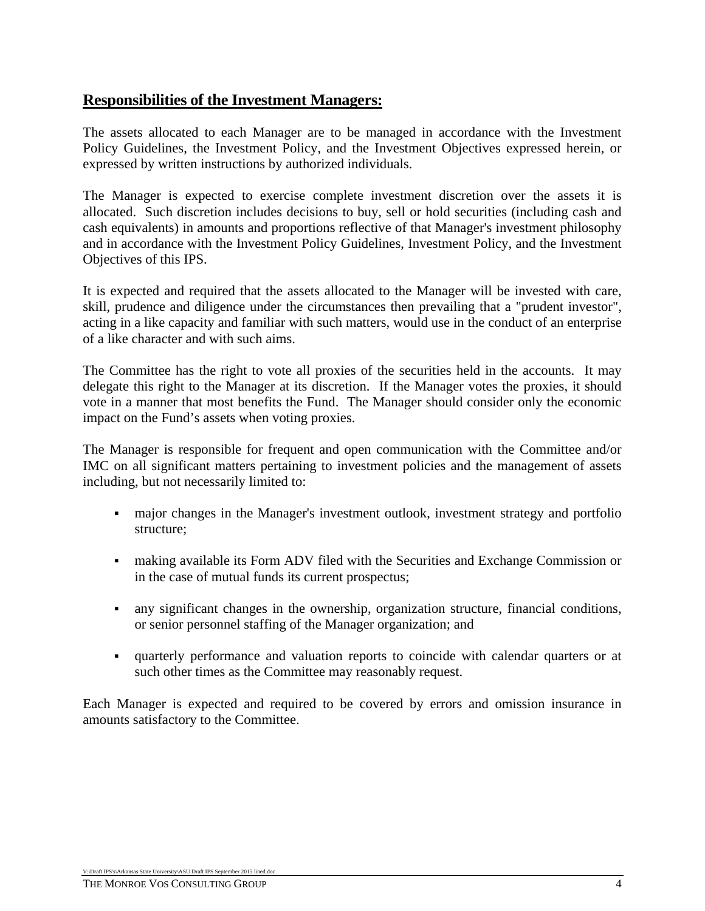## Responsibilities of the Investment Managers:

The assets allocated to each Manager are to be managed in accordance with the Investment Policy Guidelines, the Investment Policy, and the Investment Objectives expressed herein, or expressed by written instructions by authorized individuals.

The Manager is expected to exercise complete investment discretion over the assets it is allocated. Such discretion includes decisions to buy, sell or hold securities (including cash and cash equivalents) in amounts and proportions reflective of that Manager's investment philosophy and in accordance with the Investment Policy Guidelines, Investment Policy, and the Investment Objectives of this IPS.

It is expected and required that the assets allocated to the Manager will be invested with care, skill, prudence and diligence under the circumstances then prevailing that a "prudent investor", acting in a like capacity and familiar with such matters, would use in the conduct of an enterprise of a like character and with such aims.

The Committee has the right to vote all proxies of the securities held in the accounts. It may delegate this right to the Manager at its discretion. If the Manager votes the proxies, it should vote in a manner that most benefits the Fund. The Manager should consider only the economic impact on the Fund's assets when voting proxies.

The Manager is responsible for frequent and open communication with the Committee and/or IMC on all significant matters pertaining to investment policies and the management of assets including, but not necessarily limited to:

- major changes in the Manager's investment outlook, investment strategy and portfolio structure;
- making available its Form ADV filed with the Securities and Exchange Commission or in the case of mutual funds its current prospectus;
- any significant changes in the ownership, organization structure, financial conditions, or senior personnel staffing of the Manager organization; and
- quarterly performance and valuation reports to coincide with calendar quarters or at such other times as the Committee may reasonably request.

Each Manager is expected and required to be covered by errors and omission insurance in amounts satisfactory to the Committee.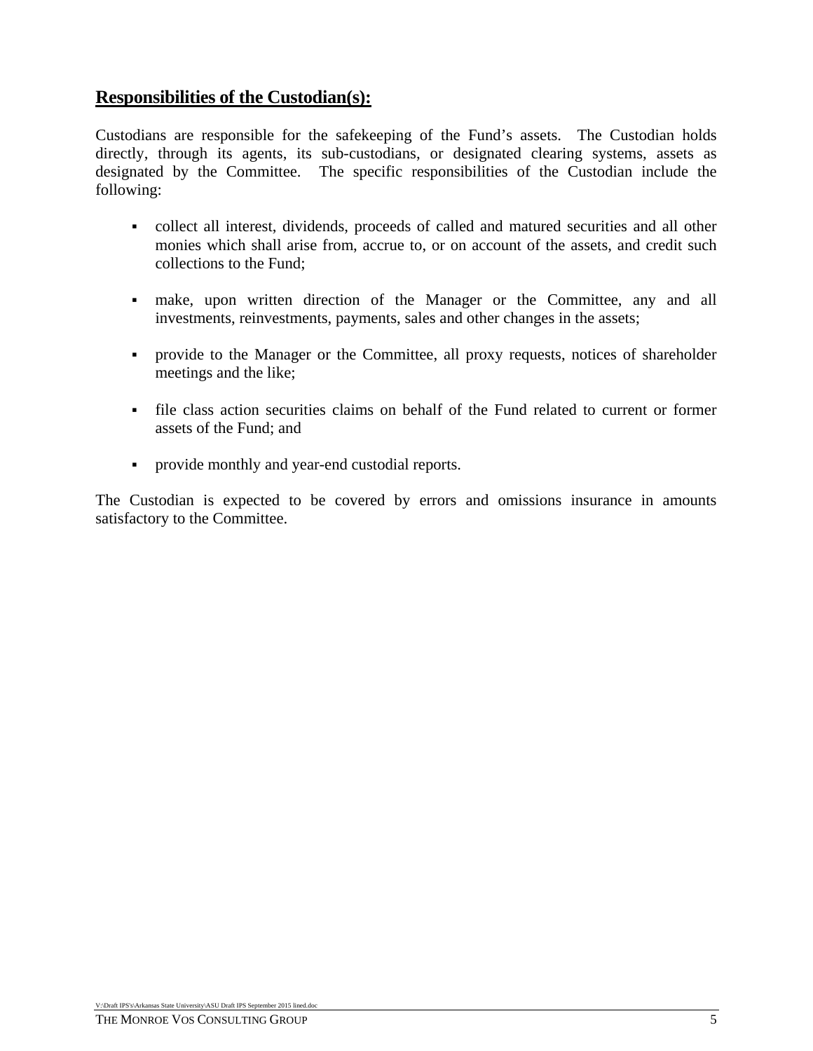## **Responsibilities of the Custodian(s):**

Custodians are responsible for the safekeeping of the Fund's assets. The Custodian holds directly, through its agents, its sub-custodians, or designated clearing systems, assets as designated by the Committee. The specific responsibilities of the Custodian include the following:

- collect all interest, dividends, proceeds of called and matured securities and all other monies which shall arise from, accrue to, or on account of the assets, and credit such collections to the Fund;

- make, upon written direction of the Manager or the Committee, any and all investments, reinvestments, payments, sales and other changes in the assets;

- provide to the Manager or the Committee, all proxy requests, notices of shareholder meetings and the like;

- file class action securities claims on behalf of the Fund related to current or former assets of the Fund; and

- provide monthly and year-end custodial reports.

The Custodian is expected to be covered by errors and omissions insurance in amounts satisfactory to the Committee.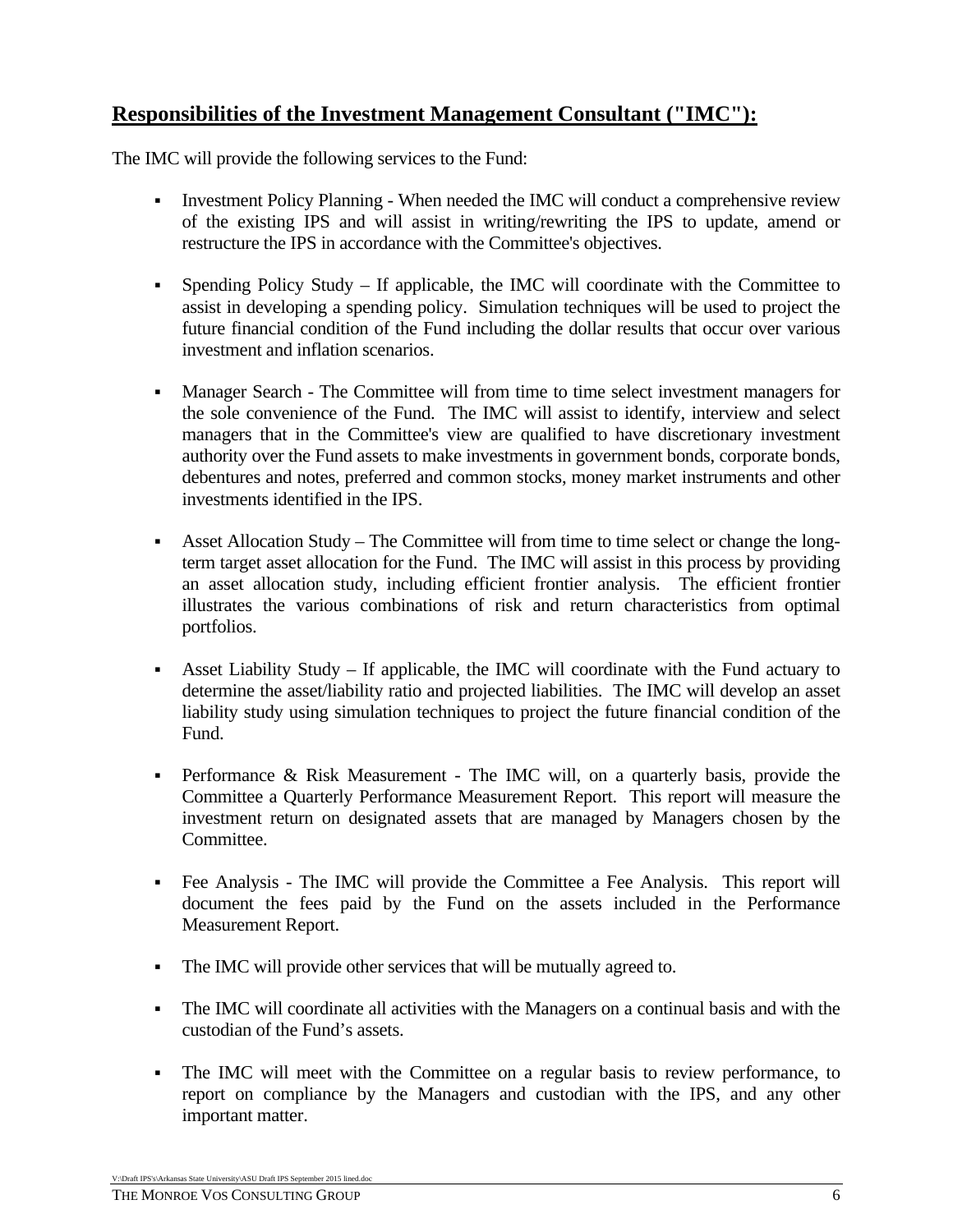## **Responsibilities of the Investment Management Consultant ("IMC"):**

The IMC will provide the following services to the Fund:

- Investment Policy Planning - When needed the IMC will conduct a comprehensive review of the existing IPS and will assist in writing/rewriting the IPS to update, amend or restructure the IPS in accordance with the Committee's objectives.

- Spending Policy Study – If applicable, the IMC will coordinate with the Committee to assist in developing a spending policy. Simulation techniques will be used to project the future financial condition of the Fund including the dollar results that occur over various investment and inflation scenarios.

- Manager Search - The Committee will from time to time select investment managers for the sole convenience of the Fund. The IMC will assist to identify, interview and select managers that in the Committee's view are qualified to have discretionary investment authority over the Fund assets to make investments in government bonds, corporate bonds, debentures and notes, preferred and common stocks, money market instruments and other investments identified in the IPS.

- Asset Allocation Study – The Committee will from time to time select or change the long-term target asset allocation for the Fund. The IMC will assist in this process by providing an asset allocation study, including efficient frontier analysis. The efficient frontier illustrates the various combinations of risk and return characteristics from optimal portfolios.

- Asset Liability Study – If applicable, the IMC will coordinate with the Fund actuary to determine the asset/liability ratio and projected liabilities. The IMC will develop an asset liability study using simulation techniques to project the future financial condition of the Fund.

- Performance & Risk Measurement - The IMC will, on a quarterly basis, provide the Committee a Quarterly Performance Measurement Report. This report will measure the investment return on designated assets that are managed by Managers chosen by the Committee.

- Fee Analysis - The IMC will provide the Committee a Fee Analysis. This report will document the fees paid by the Fund on the assets included in the Performance Measurement Report.

- The IMC will provide other services that will be mutually agreed to.

- The IMC will coordinate all activities with the Managers on a continual basis and with the custodian of the Fund's assets.

- The IMC will meet with the Committee on a regular basis to review performance, to report on compliance by the Managers and custodian with the IPS, and any other important matter.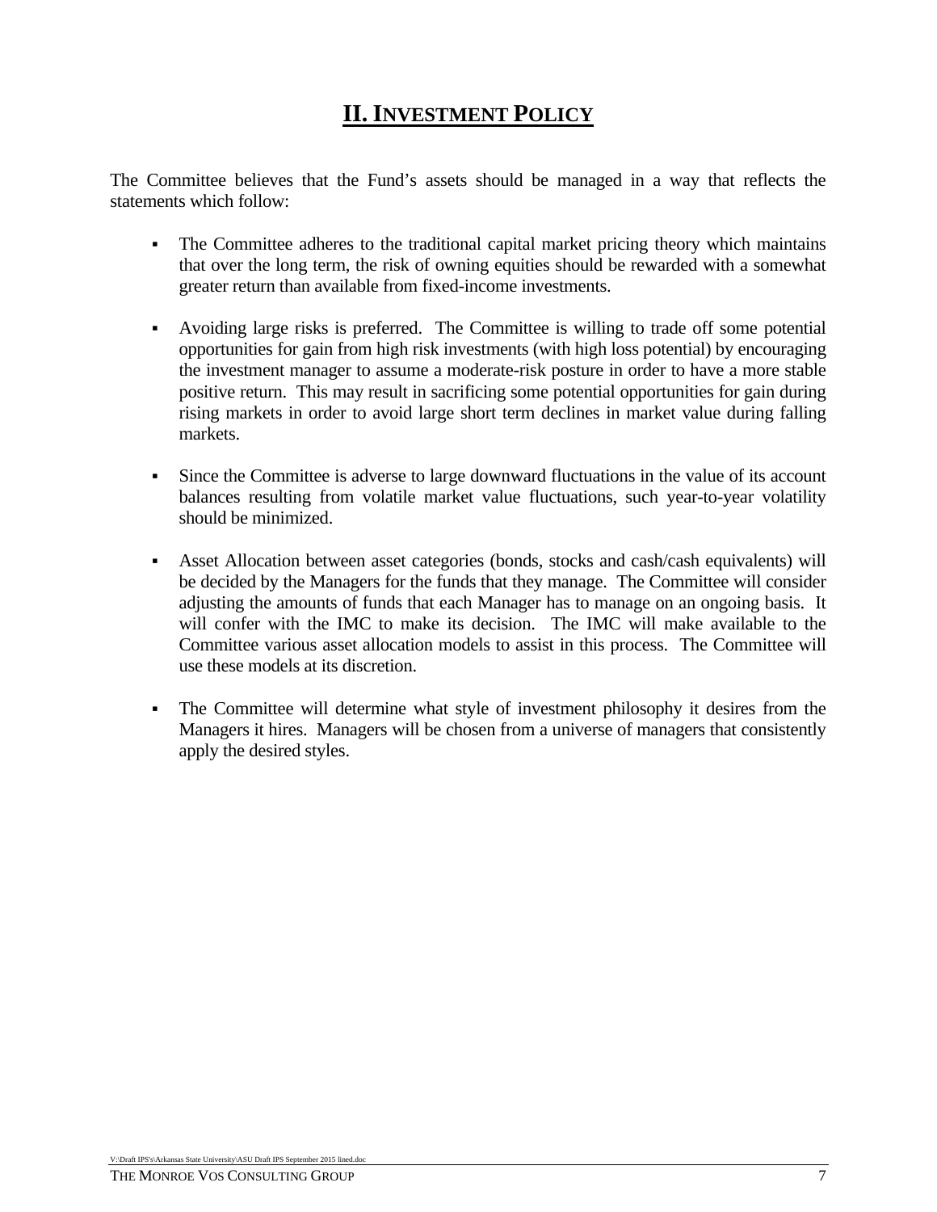# II. INVESTMENT POLICY

The Committee believes that the Fund's assets should be managed in a way that reflects the statements which follow:

- The Committee adheres to the traditional capital market pricing theory which maintains that over the long term, the risk of owning equities should be rewarded with a somewhat greater return than available from fixed-income investments.

- Avoiding large risks is preferred. The Committee is willing to trade off some potential opportunities for gain from high risk investments (with high loss potential) by encouraging the investment manager to assume a moderate-risk posture in order to have a more stable positive return. This may result in sacrificing some potential opportunities for gain during rising markets in order to avoid large short term declines in market value during falling markets.

- Since the Committee is adverse to large downward fluctuations in the value of its account balances resulting from volatile market value fluctuations, such year-to-year volatility should be minimized.

- Asset Allocation between asset categories (bonds, stocks and cash/cash equivalents) will be decided by the Managers for the funds that they manage. The Committee will consider adjusting the amounts of funds that each Manager has to manage on an ongoing basis. It will confer with the IMC to make its decision. The IMC will make available to the Committee various asset allocation models to assist in this process. The Committee will use these models at its discretion.

- The Committee will determine what style of investment philosophy it desires from the Managers it hires. Managers will be chosen from a universe of managers that consistently apply the desired styles.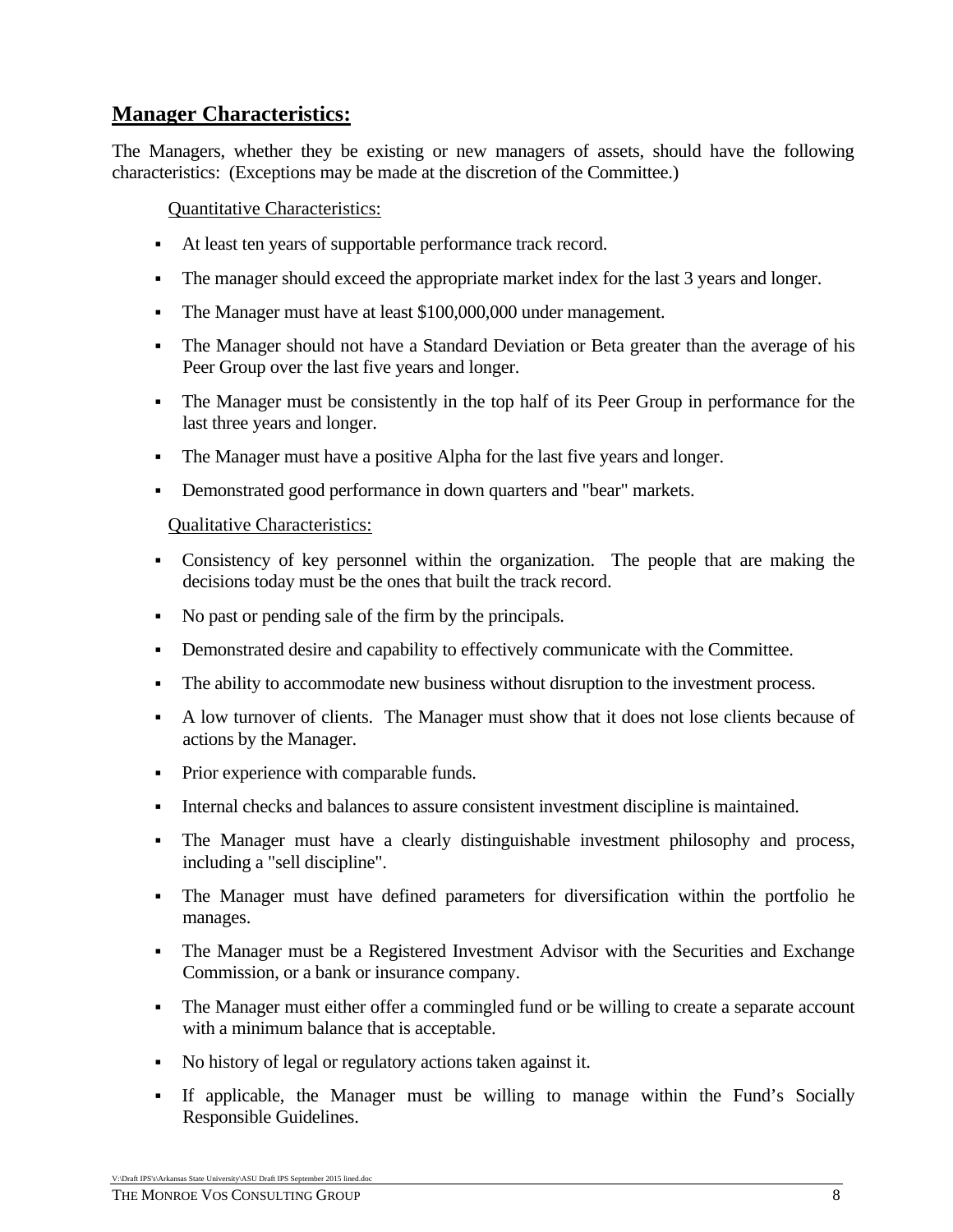## Manager Characteristics:

The Managers, whether they be existing or new managers of assets, should have the following characteristics: (Exceptions may be made at the discretion of the Committee.)

Quantitative Characteristics:

- At least ten years of supportable performance track record.
- The manager should exceed the appropriate market index for the last 3 years and longer.
- The Manager must have at least $100,000,000 under management.
- The Manager should not have a Standard Deviation or Beta greater than the average of his Peer Group over the last five years and longer.
- The Manager must be consistently in the top half of its Peer Group in performance for the last three years and longer.
- The Manager must have a positive Alpha for the last five years and longer.
- Demonstrated good performance in down quarters and "bear" markets.

Qualitative Characteristics:

- Consistency of key personnel within the organization. The people that are making the decisions today must be the ones that built the track record.
- No past or pending sale of the firm by the principals.
- Demonstrated desire and capability to effectively communicate with the Committee.
- The ability to accommodate new business without disruption to the investment process.
- A low turnover of clients. The Manager must show that it does not lose clients because of actions by the Manager.
- Prior experience with comparable funds.
- Internal checks and balances to assure consistent investment discipline is maintained.
- The Manager must have a clearly distinguishable investment philosophy and process, including a "sell discipline".
- The Manager must have defined parameters for diversification within the portfolio he manages.
- The Manager must be a Registered Investment Advisor with the Securities and Exchange Commission, or a bank or insurance company.
- The Manager must either offer a commingled fund or be willing to create a separate account with a minimum balance that is acceptable.
- No history of legal or regulatory actions taken against it.
- If applicable, the Manager must be willing to manage within the Fund's Socially Responsible Guidelines.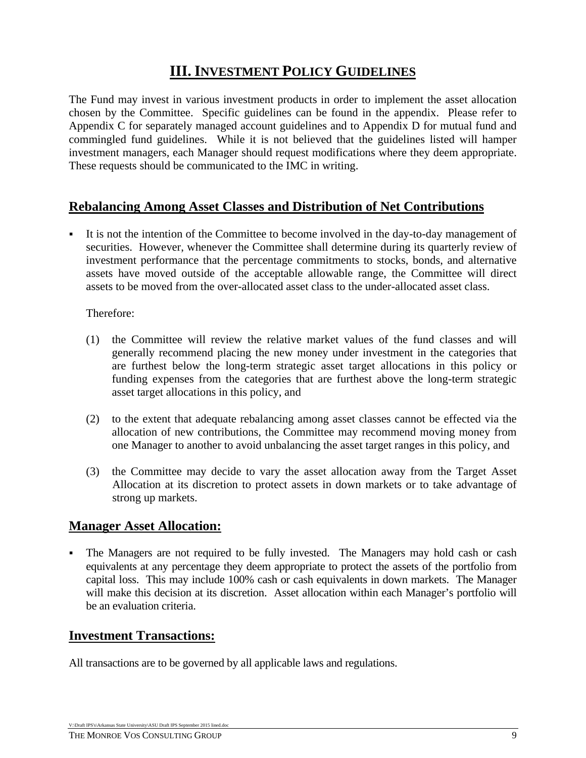# III. Investment Policy Guidelines

The Fund may invest in various investment products in order to implement the asset allocation chosen by the Committee. Specific guidelines can be found in the appendix. Please refer to Appendix C for separately managed account guidelines and to Appendix D for mutual fund and commingled fund guidelines. While it is not believed that the guidelines listed will hamper investment managers, each Manager should request modifications where they deem appropriate. These requests should be communicated to the IMC in writing.

## Rebalancing Among Asset Classes and Distribution of Net Contributions

- It is not the intention of the Committee to become involved in the day-to-day management of securities. However, whenever the Committee shall determine during its quarterly review of investment performance that the percentage commitments to stocks, bonds, and alternative assets have moved outside of the acceptable allowable range, the Committee will direct assets to be moved from the over-allocated asset class to the under-allocated asset class.

  Therefore:

  (1) the Committee will review the relative market values of the fund classes and will generally recommend placing the new money under investment in the categories that are furthest below the long-term strategic asset target allocations in this policy or funding expenses from the categories that are furthest above the long-term strategic asset target allocations in this policy, and

  (2) to the extent that adequate rebalancing among asset classes cannot be effected via the allocation of new contributions, the Committee may recommend moving money from one Manager to another to avoid unbalancing the asset target ranges in this policy, and

  (3) the Committee may decide to vary the asset allocation away from the Target Asset Allocation at its discretion to protect assets in down markets or to take advantage of strong up markets.

## Manager Asset Allocation:

- The Managers are not required to be fully invested. The Managers may hold cash or cash equivalents at any percentage they deem appropriate to protect the assets of the portfolio from capital loss. This may include 100% cash or cash equivalents in down markets. The Manager will make this decision at its discretion. Asset allocation within each Manager's portfolio will be an evaluation criteria.

## Investment Transactions:

All transactions are to be governed by all applicable laws and regulations.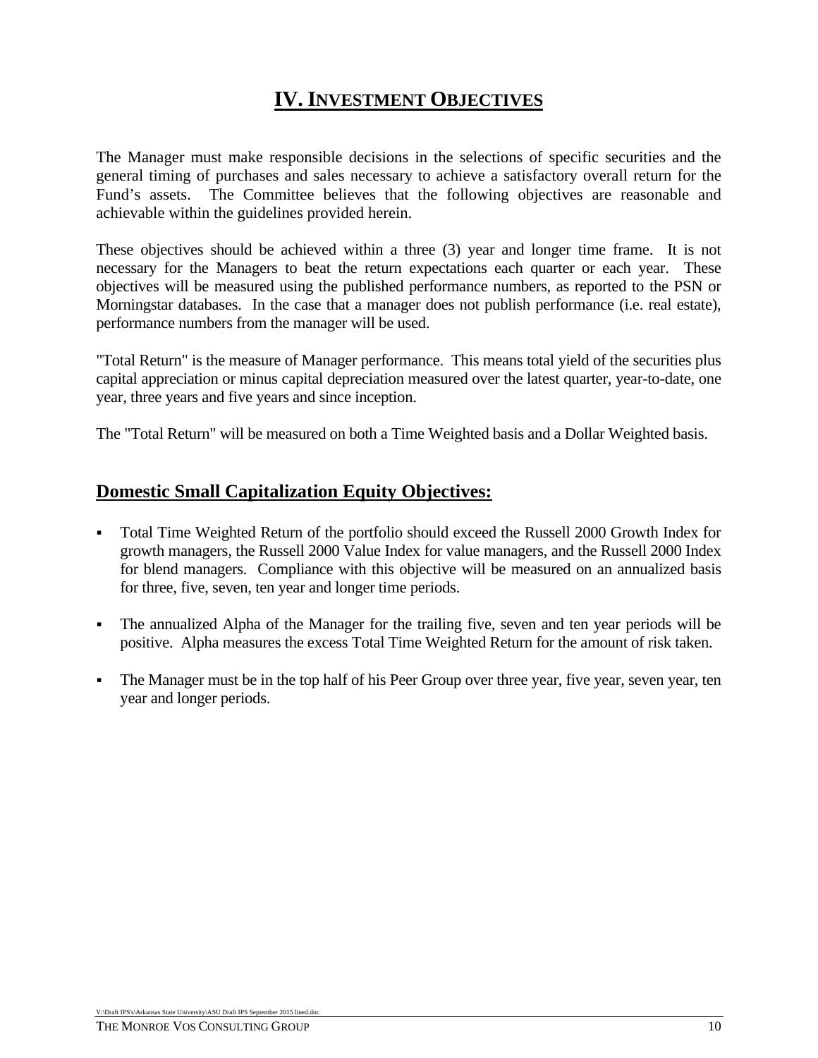# IV. Investment Objectives

The Manager must make responsible decisions in the selections of specific securities and the general timing of purchases and sales necessary to achieve a satisfactory overall return for the Fund's assets. The Committee believes that the following objectives are reasonable and achievable within the guidelines provided herein.

These objectives should be achieved within a three (3) year and longer time frame. It is not necessary for the Managers to beat the return expectations each quarter or each year. These objectives will be measured using the published performance numbers, as reported to the PSN or Morningstar databases. In the case that a manager does not publish performance (i.e. real estate), performance numbers from the manager will be used.

"Total Return" is the measure of Manager performance. This means total yield of the securities plus capital appreciation or minus capital depreciation measured over the latest quarter, year-to-date, one year, three years and five years and since inception.

The "Total Return" will be measured on both a Time Weighted basis and a Dollar Weighted basis.

## Domestic Small Capitalization Equity Objectives:

- Total Time Weighted Return of the portfolio should exceed the Russell 2000 Growth Index for growth managers, the Russell 2000 Value Index for value managers, and the Russell 2000 Index for blend managers. Compliance with this objective will be measured on an annualized basis for three, five, seven, ten year and longer time periods.

- The annualized Alpha of the Manager for the trailing five, seven and ten year periods will be positive. Alpha measures the excess Total Time Weighted Return for the amount of risk taken.

- The Manager must be in the top half of his Peer Group over three year, five year, seven year, ten year and longer periods.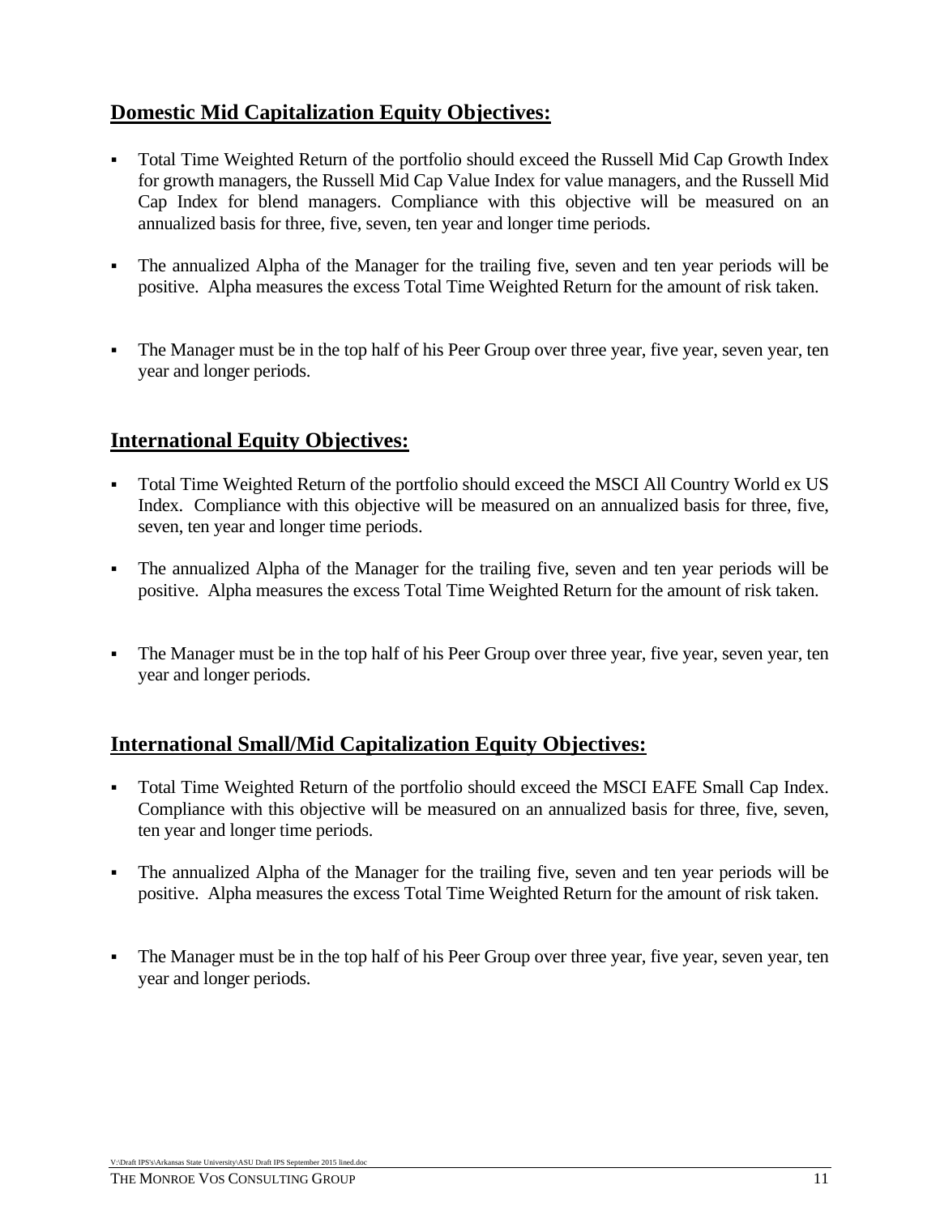## Domestic Mid Capitalization Equity Objectives:

- Total Time Weighted Return of the portfolio should exceed the Russell Mid Cap Growth Index for growth managers, the Russell Mid Cap Value Index for value managers, and the Russell Mid Cap Index for blend managers. Compliance with this objective will be measured on an annualized basis for three, five, seven, ten year and longer time periods.
- The annualized Alpha of the Manager for the trailing five, seven and ten year periods will be positive. Alpha measures the excess Total Time Weighted Return for the amount of risk taken.
- The Manager must be in the top half of his Peer Group over three year, five year, seven year, ten year and longer periods.

## International Equity Objectives:

- Total Time Weighted Return of the portfolio should exceed the MSCI All Country World ex US Index. Compliance with this objective will be measured on an annualized basis for three, five, seven, ten year and longer time periods.
- The annualized Alpha of the Manager for the trailing five, seven and ten year periods will be positive. Alpha measures the excess Total Time Weighted Return for the amount of risk taken.
- The Manager must be in the top half of his Peer Group over three year, five year, seven year, ten year and longer periods.

## International Small/Mid Capitalization Equity Objectives:

- Total Time Weighted Return of the portfolio should exceed the MSCI EAFE Small Cap Index. Compliance with this objective will be measured on an annualized basis for three, five, seven, ten year and longer time periods.
- The annualized Alpha of the Manager for the trailing five, seven and ten year periods will be positive. Alpha measures the excess Total Time Weighted Return for the amount of risk taken.
- The Manager must be in the top half of his Peer Group over three year, five year, seven year, ten year and longer periods.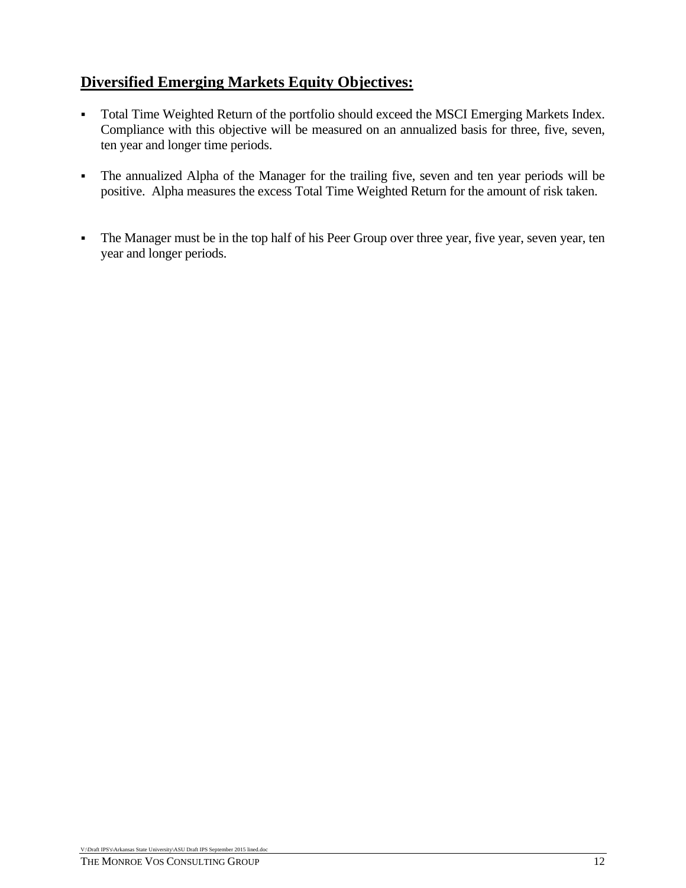## Diversified Emerging Markets Equity Objectives:

- Total Time Weighted Return of the portfolio should exceed the MSCI Emerging Markets Index. Compliance with this objective will be measured on an annualized basis for three, five, seven, ten year and longer time periods.

- The annualized Alpha of the Manager for the trailing five, seven and ten year periods will be positive. Alpha measures the excess Total Time Weighted Return for the amount of risk taken.

- The Manager must be in the top half of his Peer Group over three year, five year, seven year, ten year and longer periods.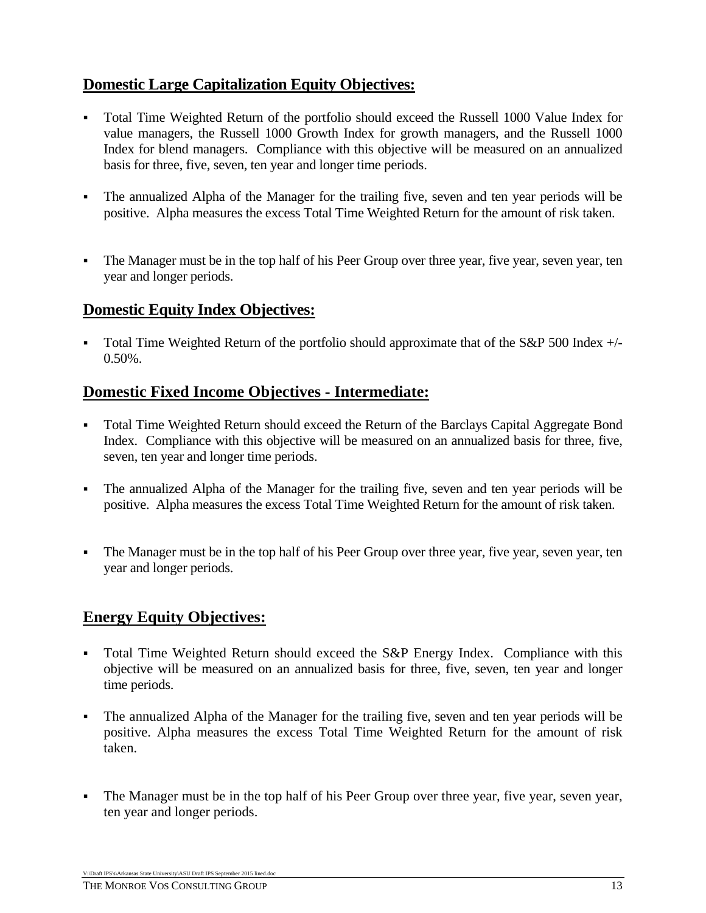## Domestic Large Capitalization Equity Objectives:

- Total Time Weighted Return of the portfolio should exceed the Russell 1000 Value Index for value managers, the Russell 1000 Growth Index for growth managers, and the Russell 1000 Index for blend managers. Compliance with this objective will be measured on an annualized basis for three, five, seven, ten year and longer time periods.

- The annualized Alpha of the Manager for the trailing five, seven and ten year periods will be positive. Alpha measures the excess Total Time Weighted Return for the amount of risk taken.

- The Manager must be in the top half of his Peer Group over three year, five year, seven year, ten year and longer periods.

## Domestic Equity Index Objectives:

- Total Time Weighted Return of the portfolio should approximate that of the S&P 500 Index +/- 0.50%.

## Domestic Fixed Income Objectives - Intermediate:

- Total Time Weighted Return should exceed the Return of the Barclays Capital Aggregate Bond Index. Compliance with this objective will be measured on an annualized basis for three, five, seven, ten year and longer time periods.

- The annualized Alpha of the Manager for the trailing five, seven and ten year periods will be positive. Alpha measures the excess Total Time Weighted Return for the amount of risk taken.

- The Manager must be in the top half of his Peer Group over three year, five year, seven year, ten year and longer periods.

## Energy Equity Objectives:

- Total Time Weighted Return should exceed the S&P Energy Index. Compliance with this objective will be measured on an annualized basis for three, five, seven, ten year and longer time periods.

- The annualized Alpha of the Manager for the trailing five, seven and ten year periods will be positive. Alpha measures the excess Total Time Weighted Return for the amount of risk taken.

- The Manager must be in the top half of his Peer Group over three year, five year, seven year, ten year and longer periods.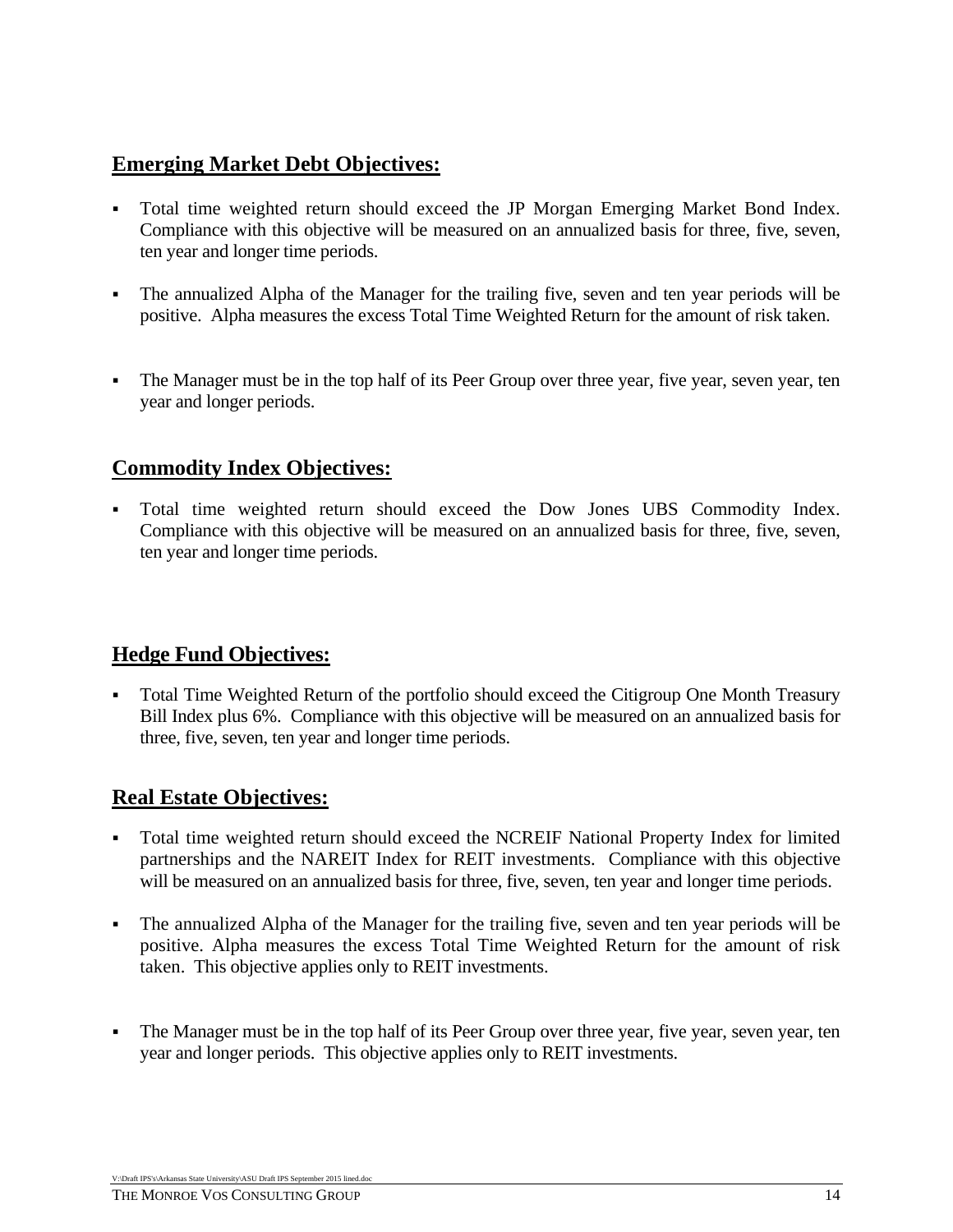## Emerging Market Debt Objectives:

- Total time weighted return should exceed the JP Morgan Emerging Market Bond Index. Compliance with this objective will be measured on an annualized basis for three, five, seven, ten year and longer time periods.
- The annualized Alpha of the Manager for the trailing five, seven and ten year periods will be positive. Alpha measures the excess Total Time Weighted Return for the amount of risk taken.
- The Manager must be in the top half of its Peer Group over three year, five year, seven year, ten year and longer periods.

## Commodity Index Objectives:

- Total time weighted return should exceed the Dow Jones UBS Commodity Index. Compliance with this objective will be measured on an annualized basis for three, five, seven, ten year and longer time periods.

## Hedge Fund Objectives:

- Total Time Weighted Return of the portfolio should exceed the Citigroup One Month Treasury Bill Index plus 6%. Compliance with this objective will be measured on an annualized basis for three, five, seven, ten year and longer time periods.

## Real Estate Objectives:

- Total time weighted return should exceed the NCREIF National Property Index for limited partnerships and the NAREIT Index for REIT investments. Compliance with this objective will be measured on an annualized basis for three, five, seven, ten year and longer time periods.
- The annualized Alpha of the Manager for the trailing five, seven and ten year periods will be positive. Alpha measures the excess Total Time Weighted Return for the amount of risk taken. This objective applies only to REIT investments.
- The Manager must be in the top half of its Peer Group over three year, five year, seven year, ten year and longer periods. This objective applies only to REIT investments.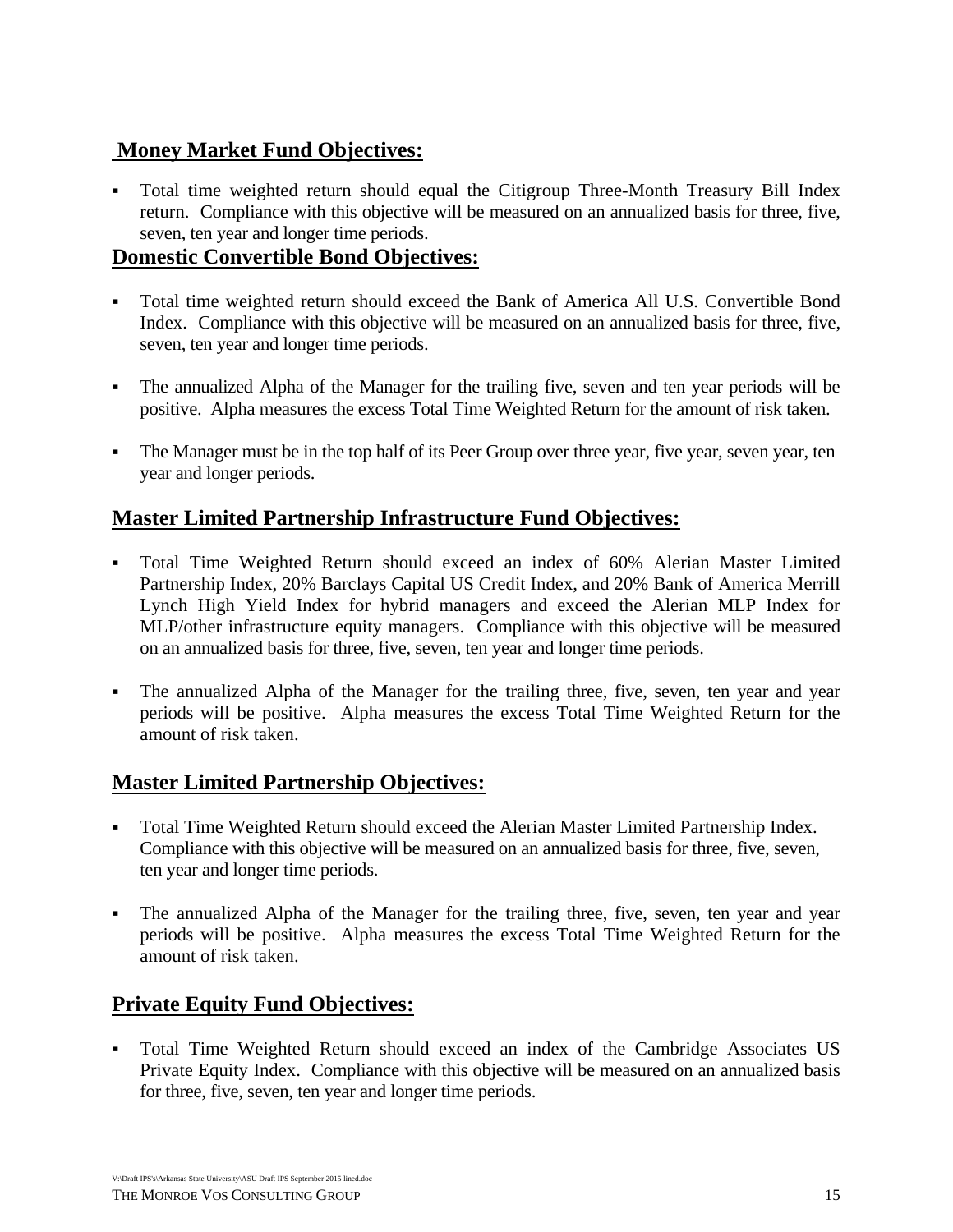## Money Market Fund Objectives:

- Total time weighted return should equal the Citigroup Three-Month Treasury Bill Index return. Compliance with this objective will be measured on an annualized basis for three, five, seven, ten year and longer time periods.

## Domestic Convertible Bond Objectives:

- Total time weighted return should exceed the Bank of America All U.S. Convertible Bond Index. Compliance with this objective will be measured on an annualized basis for three, five, seven, ten year and longer time periods.

- The annualized Alpha of the Manager for the trailing five, seven and ten year periods will be positive. Alpha measures the excess Total Time Weighted Return for the amount of risk taken.

- The Manager must be in the top half of its Peer Group over three year, five year, seven year, ten year and longer periods.

## Master Limited Partnership Infrastructure Fund Objectives:

- Total Time Weighted Return should exceed an index of 60% Alerian Master Limited Partnership Index, 20% Barclays Capital US Credit Index, and 20% Bank of America Merrill Lynch High Yield Index for hybrid managers and exceed the Alerian MLP Index for MLP/other infrastructure equity managers. Compliance with this objective will be measured on an annualized basis for three, five, seven, ten year and longer time periods.

- The annualized Alpha of the Manager for the trailing three, five, seven, ten year and year periods will be positive. Alpha measures the excess Total Time Weighted Return for the amount of risk taken.

## Master Limited Partnership Objectives:

- Total Time Weighted Return should exceed the Alerian Master Limited Partnership Index. Compliance with this objective will be measured on an annualized basis for three, five, seven, ten year and longer time periods.

- The annualized Alpha of the Manager for the trailing three, five, seven, ten year and year periods will be positive. Alpha measures the excess Total Time Weighted Return for the amount of risk taken.

## Private Equity Fund Objectives:

- Total Time Weighted Return should exceed an index of the Cambridge Associates US Private Equity Index. Compliance with this objective will be measured on an annualized basis for three, five, seven, ten year and longer time periods.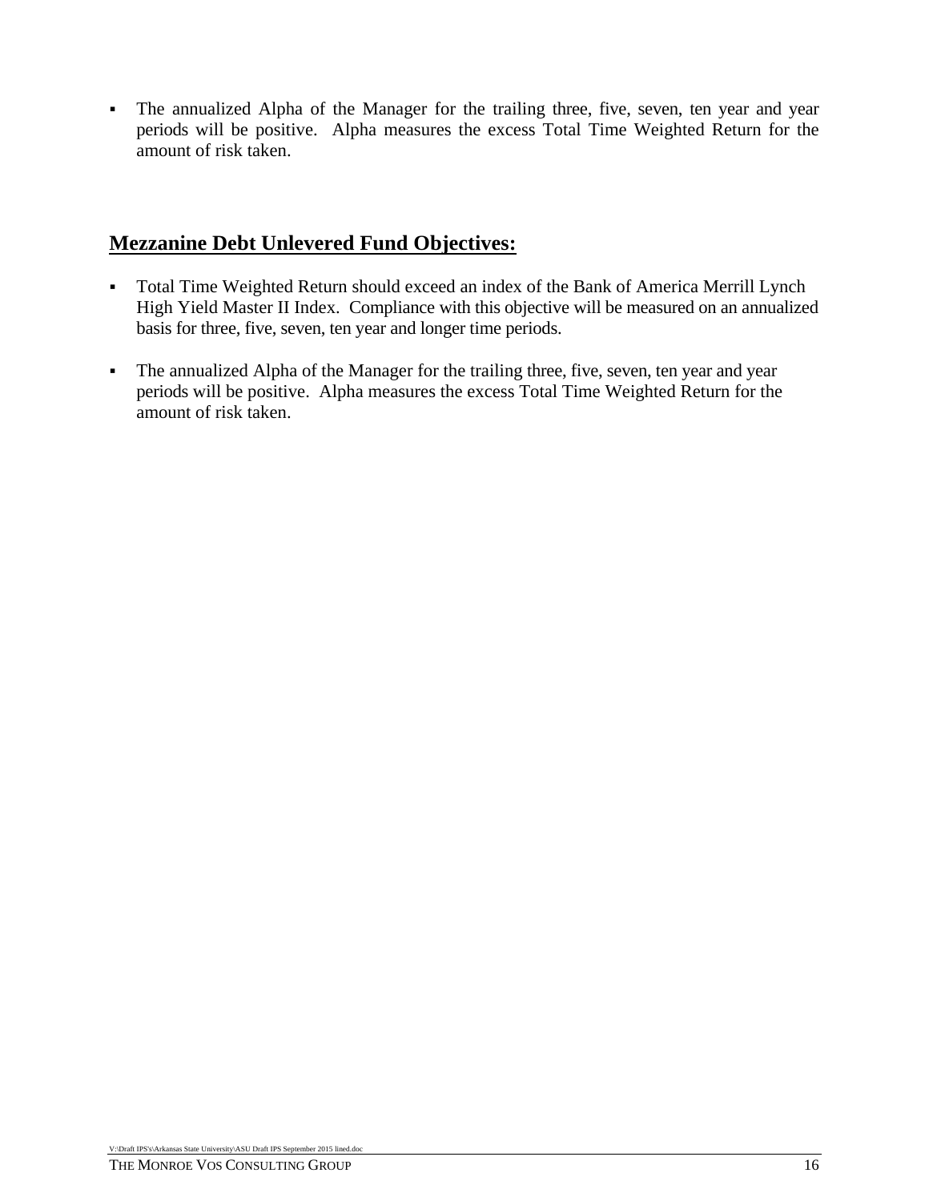- The annualized Alpha of the Manager for the trailing three, five, seven, ten year and year periods will be positive. Alpha measures the excess Total Time Weighted Return for the amount of risk taken.

## **Mezzanine Debt Unlevered Fund Objectives:**

- Total Time Weighted Return should exceed an index of the Bank of America Merrill Lynch High Yield Master II Index. Compliance with this objective will be measured on an annualized basis for three, five, seven, ten year and longer time periods.

- The annualized Alpha of the Manager for the trailing three, five, seven, ten year and year periods will be positive. Alpha measures the excess Total Time Weighted Return for the amount of risk taken.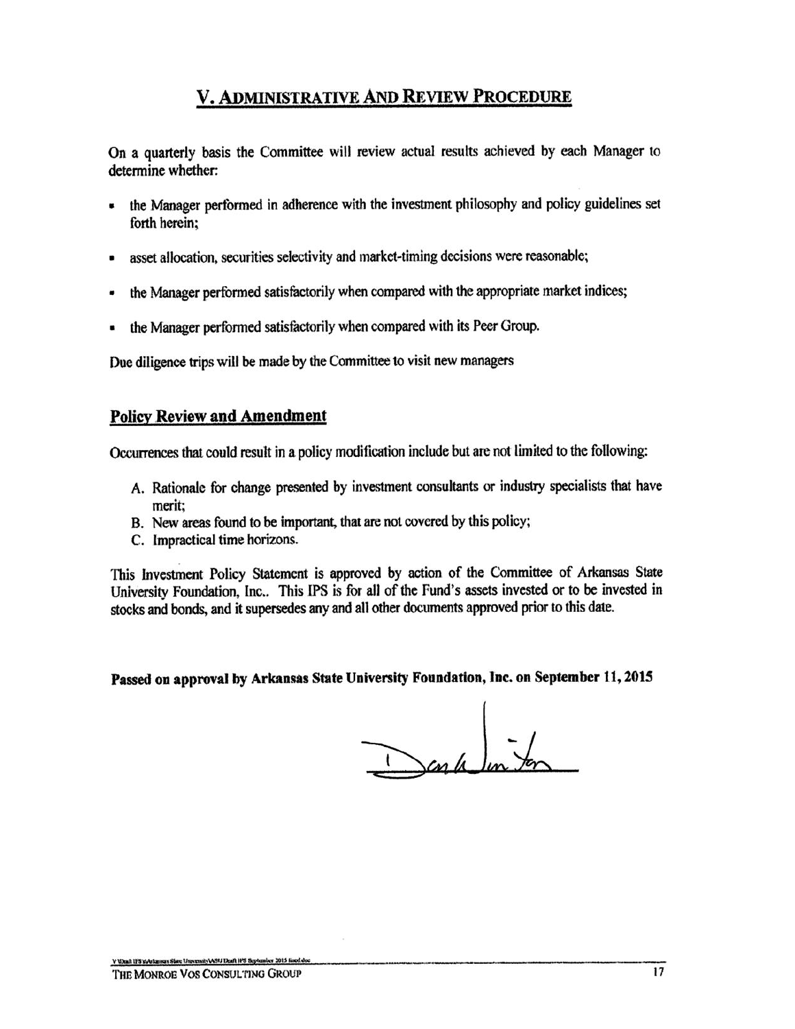## V. Administrative And Review Procedure

On a quarterly basis the Committee will review actual results achieved by each Manager to determine whether:

- the Manager performed in adherence with the investment philosophy and policy guidelines set forth herein;
- asset allocation, securities selectivity and market-timing decisions were reasonable;
- the Manager performed satisfactorily when compared with the appropriate market indices;
- the Manager performed satisfactorily when compared with its Peer Group.

Due diligence trips will be made by the Committee to visit new managers

### Policy Review and Amendment

Occurrences that could result in a policy modification include but are not limited to the following:

A. Rationale for change presented by investment consultants or industry specialists that have merit;
B. New areas found to be important, that are not covered by this policy;
C. Impractical time horizons.

This Investment Policy Statement is approved by action of the Committee of Arkansas State University Foundation, Inc.. This IPS is for all of the Fund's assets invested or to be invested in stocks and bonds, and it supersedes any and all other documents approved prior to this date.

**Passed on approval by Arkansas State University Foundation, Inc. on September 11, 2015**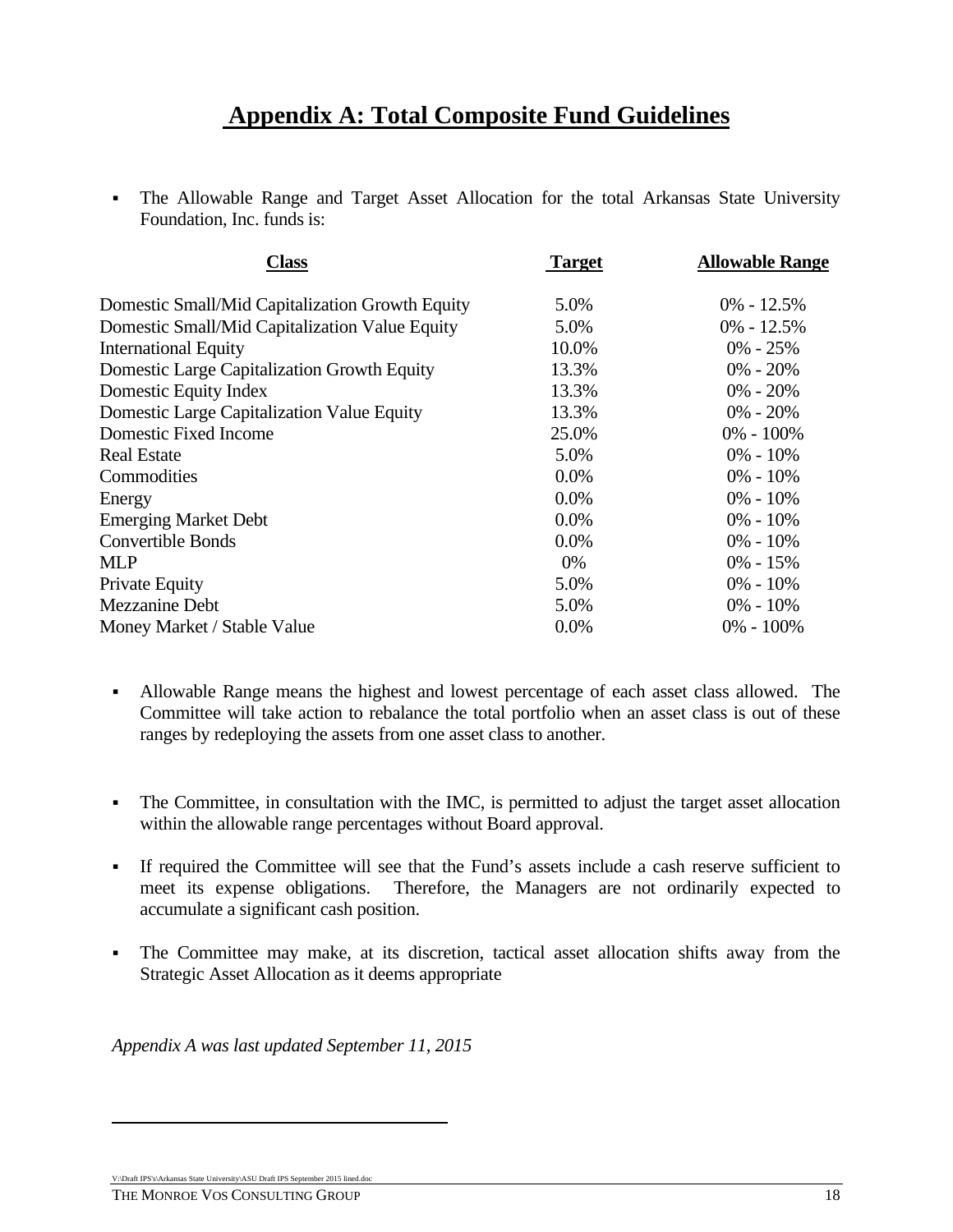# Appendix A: Total Composite Fund Guidelines

- The Allowable Range and Target Asset Allocation for the total Arkansas State University Foundation, Inc. funds is:

| Class | Target | Allowable Range |
|---|---|---|
| Domestic Small/Mid Capitalization Growth Equity | 5.0% | 0% - 12.5% |
| Domestic Small/Mid Capitalization Value Equity | 5.0% | 0% - 12.5% |
| International Equity | 10.0% | 0% - 25% |
| Domestic Large Capitalization Growth Equity | 13.3% | 0% - 20% |
| Domestic Equity Index | 13.3% | 0% - 20% |
| Domestic Large Capitalization Value Equity | 13.3% | 0% - 20% |
| Domestic Fixed Income | 25.0% | 0% - 100% |
| Real Estate | 5.0% | 0% - 10% |
| Commodities | 0.0% | 0% - 10% |
| Energy | 0.0% | 0% - 10% |
| Emerging Market Debt | 0.0% | 0% - 10% |
| Convertible Bonds | 0.0% | 0% - 10% |
| MLP | 0% | 0% - 15% |
| Private Equity | 5.0% | 0% - 10% |
| Mezzanine Debt | 5.0% | 0% - 10% |
| Money Market / Stable Value | 0.0% | 0% - 100% |

- Allowable Range means the highest and lowest percentage of each asset class allowed. The Committee will take action to rebalance the total portfolio when an asset class is out of these ranges by redeploying the assets from one asset class to another.

- The Committee, in consultation with the IMC, is permitted to adjust the target asset allocation within the allowable range percentages without Board approval.

- If required the Committee will see that the Fund's assets include a cash reserve sufficient to meet its expense obligations. Therefore, the Managers are not ordinarily expected to accumulate a significant cash position.

- The Committee may make, at its discretion, tactical asset allocation shifts away from the Strategic Asset Allocation as it deems appropriate

*Appendix A was last updated September 11, 2015*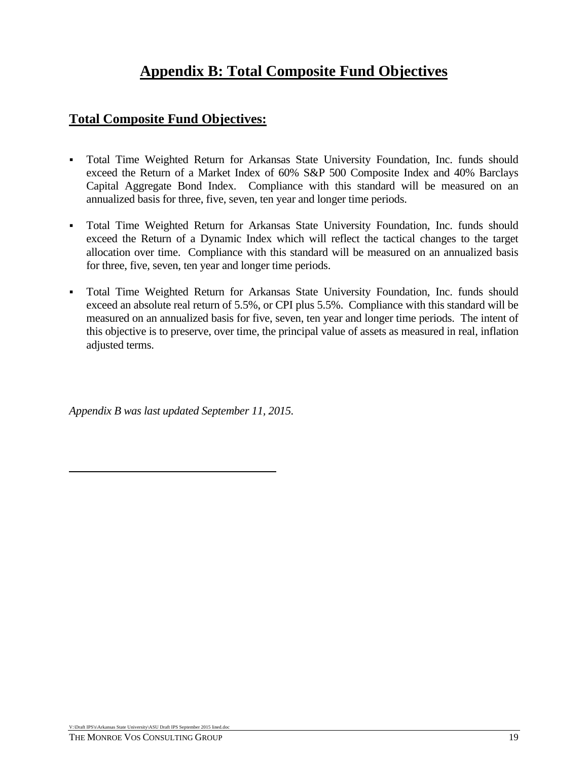# Appendix B: Total Composite Fund Objectives

## Total Composite Fund Objectives:

- Total Time Weighted Return for Arkansas State University Foundation, Inc. funds should exceed the Return of a Market Index of 60% S&P 500 Composite Index and 40% Barclays Capital Aggregate Bond Index. Compliance with this standard will be measured on an annualized basis for three, five, seven, ten year and longer time periods.

- Total Time Weighted Return for Arkansas State University Foundation, Inc. funds should exceed the Return of a Dynamic Index which will reflect the tactical changes to the target allocation over time. Compliance with this standard will be measured on an annualized basis for three, five, seven, ten year and longer time periods.

- Total Time Weighted Return for Arkansas State University Foundation, Inc. funds should exceed an absolute real return of 5.5%, or CPI plus 5.5%. Compliance with this standard will be measured on an annualized basis for five, seven, ten year and longer time periods. The intent of this objective is to preserve, over time, the principal value of assets as measured in real, inflation adjusted terms.

*Appendix B was last updated September 11, 2015.*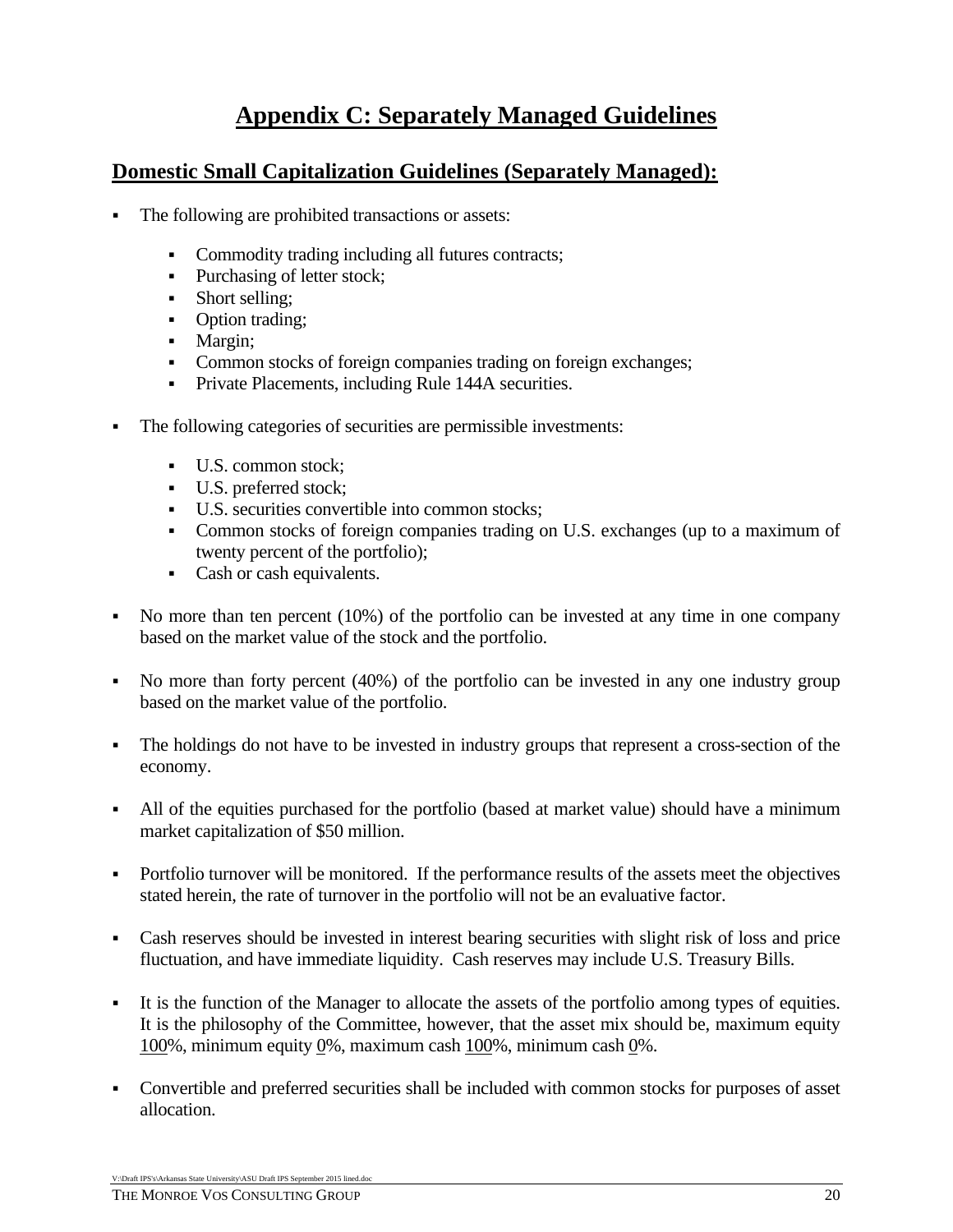# Appendix C: Separately Managed Guidelines

## Domestic Small Capitalization Guidelines (Separately Managed):

- The following are prohibited transactions or assets:
  - Commodity trading including all futures contracts;
  - Purchasing of letter stock;
  - Short selling;
  - Option trading;
  - Margin;
  - Common stocks of foreign companies trading on foreign exchanges;
  - Private Placements, including Rule 144A securities.

- The following categories of securities are permissible investments:
  - U.S. common stock;
  - U.S. preferred stock;
  - U.S. securities convertible into common stocks;
  - Common stocks of foreign companies trading on U.S. exchanges (up to a maximum of twenty percent of the portfolio);
  - Cash or cash equivalents.

- No more than ten percent (10%) of the portfolio can be invested at any time in one company based on the market value of the stock and the portfolio.

- No more than forty percent (40%) of the portfolio can be invested in any one industry group based on the market value of the portfolio.

- The holdings do not have to be invested in industry groups that represent a cross-section of the economy.

- All of the equities purchased for the portfolio (based at market value) should have a minimum market capitalization of $50 million.

- Portfolio turnover will be monitored. If the performance results of the assets meet the objectives stated herein, the rate of turnover in the portfolio will not be an evaluative factor.

- Cash reserves should be invested in interest bearing securities with slight risk of loss and price fluctuation, and have immediate liquidity. Cash reserves may include U.S. Treasury Bills.

- It is the function of the Manager to allocate the assets of the portfolio among types of equities. It is the philosophy of the Committee, however, that the asset mix should be, maximum equity 100%, minimum equity 0%, maximum cash 100%, minimum cash 0%.

- Convertible and preferred securities shall be included with common stocks for purposes of asset allocation.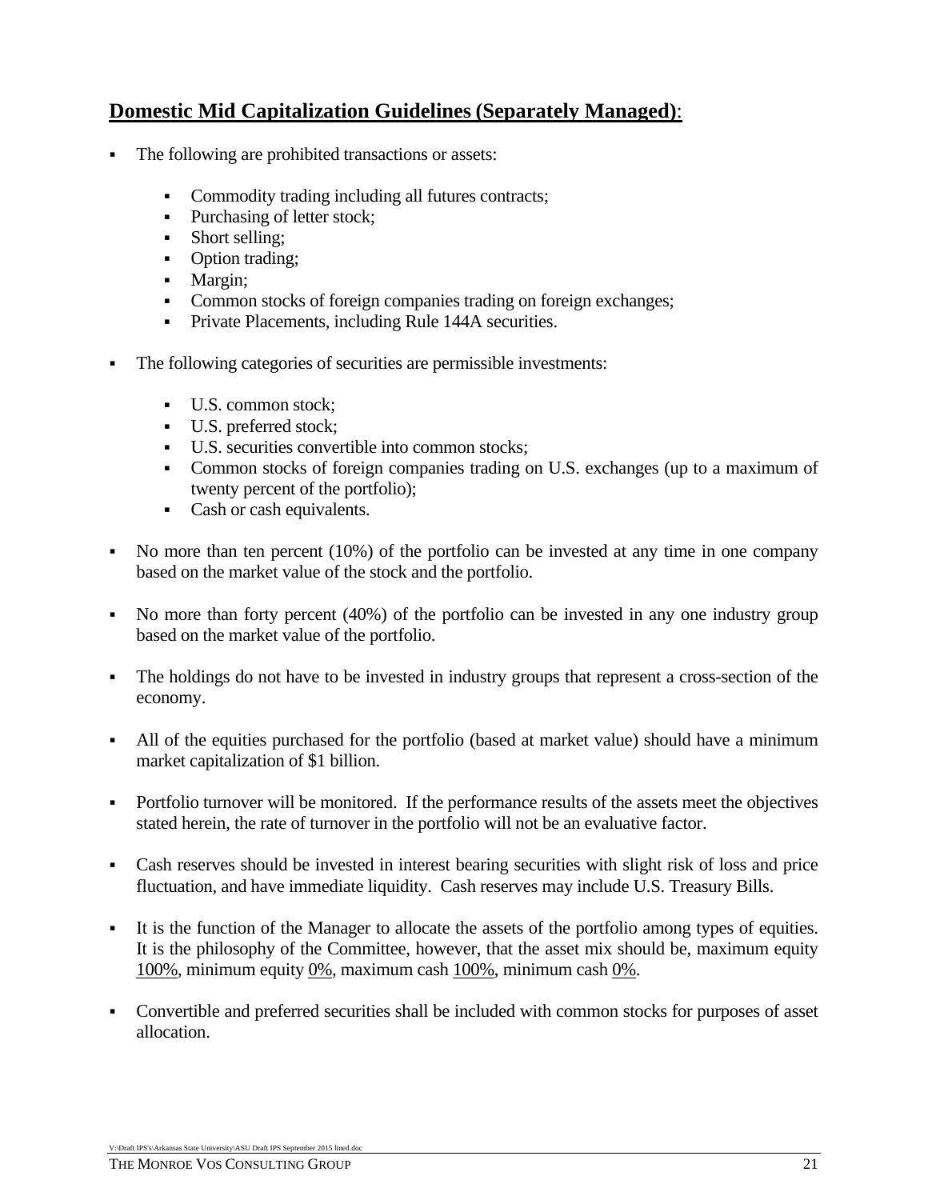## **Domestic Mid Capitalization Guidelines (Separately Managed)**:

- The following are prohibited transactions or assets:

  - Commodity trading including all futures contracts;
  - Purchasing of letter stock;
  - Short selling;
  - Option trading;
  - Margin;
  - Common stocks of foreign companies trading on foreign exchanges;
  - Private Placements, including Rule 144A securities.

- The following categories of securities are permissible investments:

  - U.S. common stock;
  - U.S. preferred stock;
  - U.S. securities convertible into common stocks;
  - Common stocks of foreign companies trading on U.S. exchanges (up to a maximum of twenty percent of the portfolio);
  - Cash or cash equivalents.

- No more than ten percent (10%) of the portfolio can be invested at any time in one company based on the market value of the stock and the portfolio.

- No more than forty percent (40%) of the portfolio can be invested in any one industry group based on the market value of the portfolio.

- The holdings do not have to be invested in industry groups that represent a cross-section of the economy.

- All of the equities purchased for the portfolio (based at market value) should have a minimum market capitalization of $1 billion.

- Portfolio turnover will be monitored. If the performance results of the assets meet the objectives stated herein, the rate of turnover in the portfolio will not be an evaluative factor.

- Cash reserves should be invested in interest bearing securities with slight risk of loss and price fluctuation, and have immediate liquidity. Cash reserves may include U.S. Treasury Bills.

- It is the function of the Manager to allocate the assets of the portfolio among types of equities. It is the philosophy of the Committee, however, that the asset mix should be, maximum equity <u>100%</u>, minimum equity <u>0%</u>, maximum cash <u>100%</u>, minimum cash <u>0%</u>.

- Convertible and preferred securities shall be included with common stocks for purposes of asset allocation.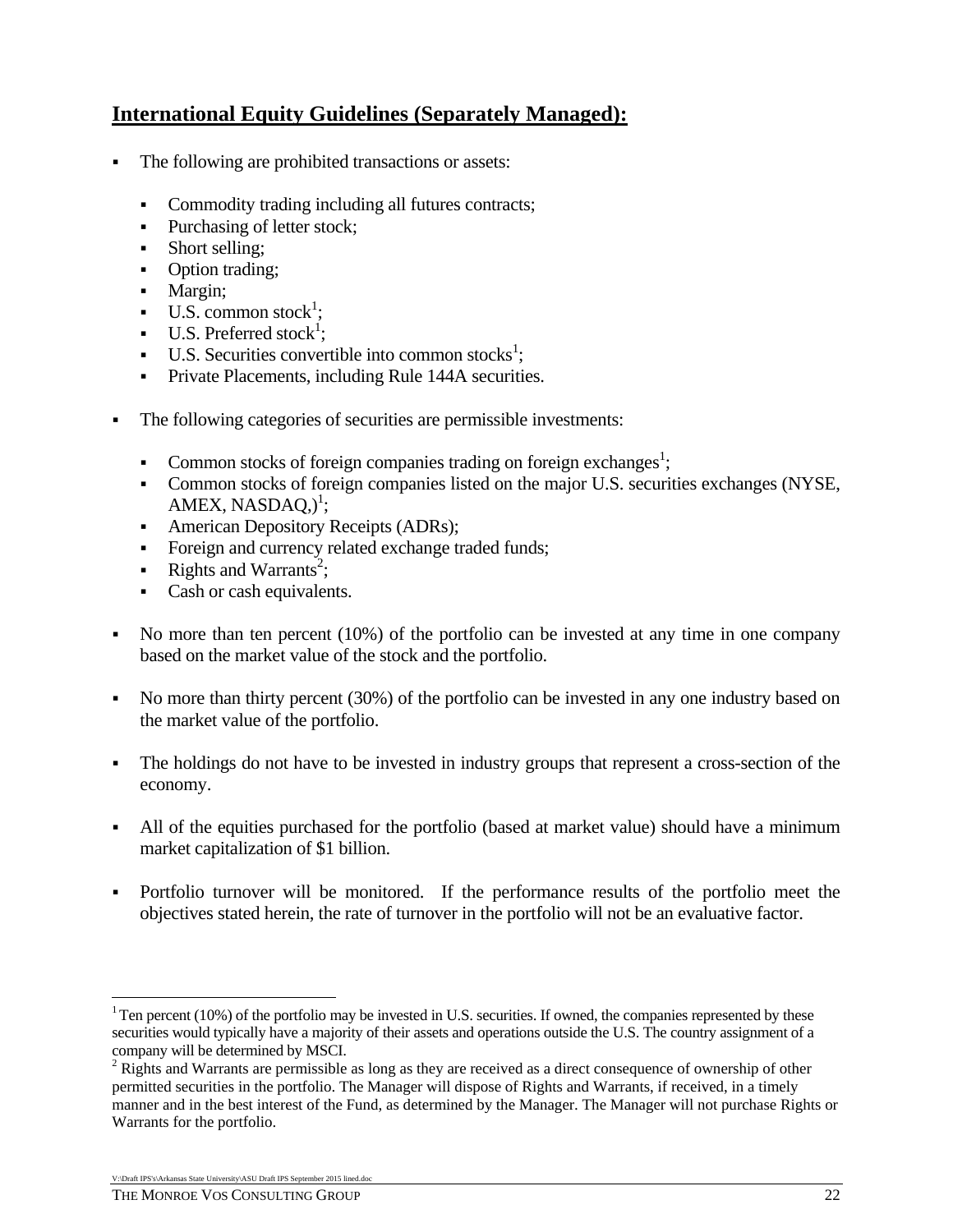## International Equity Guidelines (Separately Managed):

- The following are prohibited transactions or assets:
  - Commodity trading including all futures contracts;
  - Purchasing of letter stock;
  - Short selling;
  - Option trading;
  - Margin;
  - U.S. common stock[1];
  - U.S. Preferred stock[1];
  - U.S. Securities convertible into common stocks[1];
  - Private Placements, including Rule 144A securities.
- The following categories of securities are permissible investments:
  - Common stocks of foreign companies trading on foreign exchanges[1];
  - Common stocks of foreign companies listed on the major U.S. securities exchanges (NYSE, AMEX, NASDAQ,)[1];
  - American Depository Receipts (ADRs);
  - Foreign and currency related exchange traded funds;
  - Rights and Warrants[2];
  - Cash or cash equivalents.
- No more than ten percent (10%) of the portfolio can be invested at any time in one company based on the market value of the stock and the portfolio.
- No more than thirty percent (30%) of the portfolio can be invested in any one industry based on the market value of the portfolio.
- The holdings do not have to be invested in industry groups that represent a cross-section of the economy.
- All of the equities purchased for the portfolio (based at market value) should have a minimum market capitalization of $1 billion.
- Portfolio turnover will be monitored. If the performance results of the portfolio meet the objectives stated herein, the rate of turnover in the portfolio will not be an evaluative factor.

---

[1] Ten percent (10%) of the portfolio may be invested in U.S. securities. If owned, the companies represented by these securities would typically have a majority of their assets and operations outside the U.S. The country assignment of a company will be determined by MSCI.

[2] Rights and Warrants are permissible as long as they are received as a direct consequence of ownership of other permitted securities in the portfolio. The Manager will dispose of Rights and Warrants, if received, in a timely manner and in the best interest of the Fund, as determined by the Manager. The Manager will not purchase Rights or Warrants for the portfolio.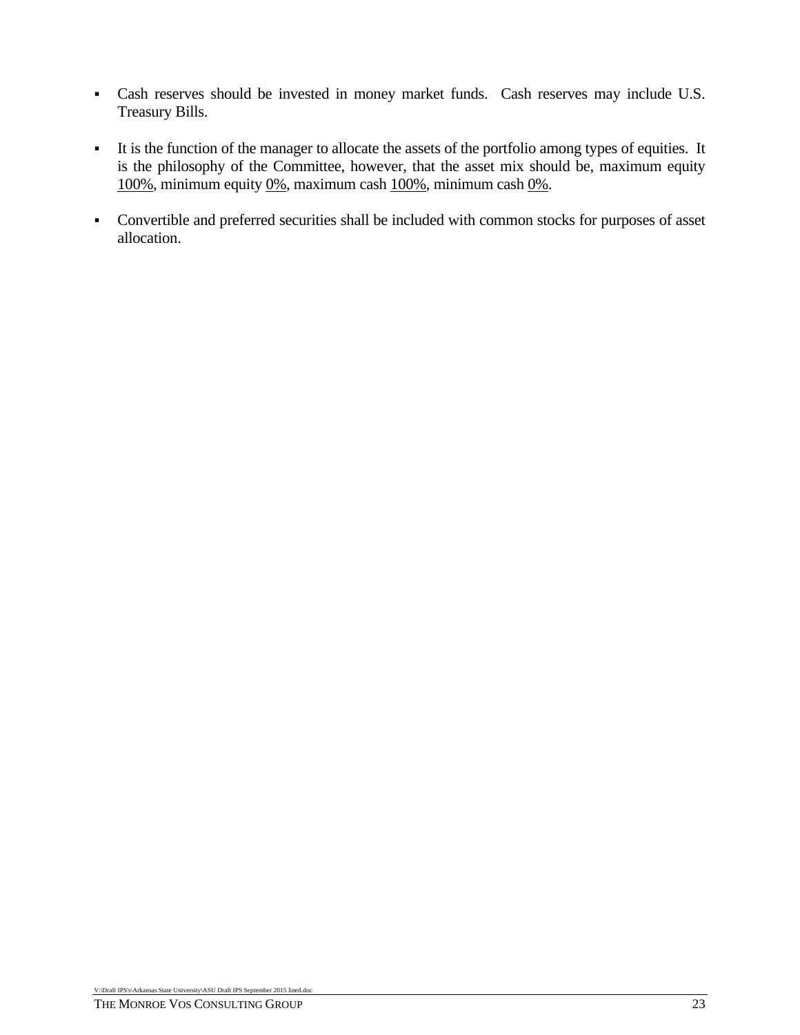- Cash reserves should be invested in money market funds.  Cash reserves may include U.S. Treasury Bills.

- It is the function of the manager to allocate the assets of the portfolio among types of equities.  It is the philosophy of the Committee, however, that the asset mix should be, maximum equity <u>100%</u>, minimum equity <u>0%</u>, maximum cash <u>100%</u>, minimum cash <u>0%</u>.

- Convertible and preferred securities shall be included with common stocks for purposes of asset allocation.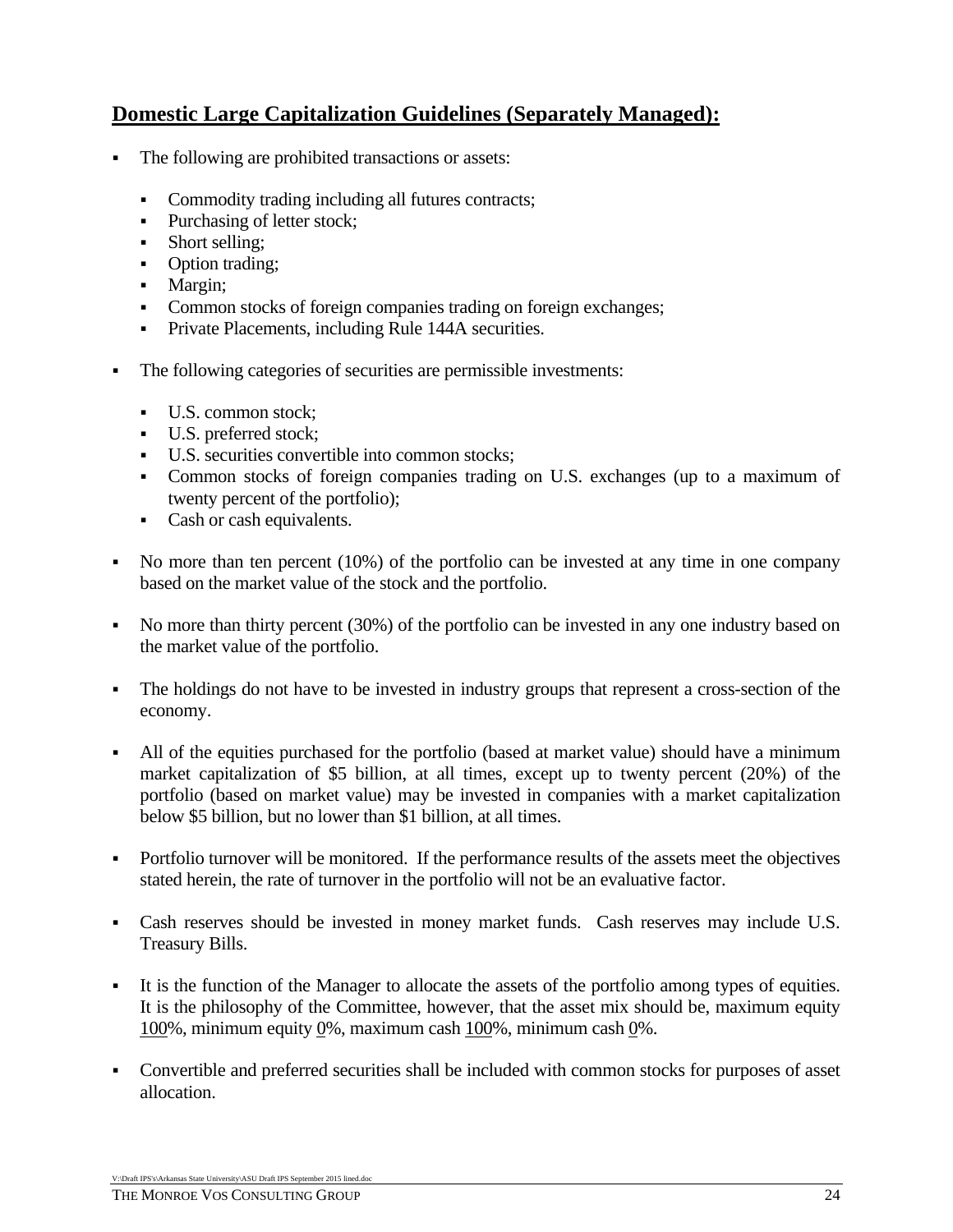## Domestic Large Capitalization Guidelines (Separately Managed):

- The following are prohibited transactions or assets:
  - Commodity trading including all futures contracts;
  - Purchasing of letter stock;
  - Short selling;
  - Option trading;
  - Margin;
  - Common stocks of foreign companies trading on foreign exchanges;
  - Private Placements, including Rule 144A securities.

- The following categories of securities are permissible investments:
  - U.S. common stock;
  - U.S. preferred stock;
  - U.S. securities convertible into common stocks;
  - Common stocks of foreign companies trading on U.S. exchanges (up to a maximum of twenty percent of the portfolio);
  - Cash or cash equivalents.

- No more than ten percent (10%) of the portfolio can be invested at any time in one company based on the market value of the stock and the portfolio.

- No more than thirty percent (30%) of the portfolio can be invested in any one industry based on the market value of the portfolio.

- The holdings do not have to be invested in industry groups that represent a cross-section of the economy.

- All of the equities purchased for the portfolio (based at market value) should have a minimum market capitalization of $5 billion, at all times, except up to twenty percent (20%) of the portfolio (based on market value) may be invested in companies with a market capitalization below $5 billion, but no lower than $1 billion, at all times.

- Portfolio turnover will be monitored. If the performance results of the assets meet the objectives stated herein, the rate of turnover in the portfolio will not be an evaluative factor.

- Cash reserves should be invested in money market funds. Cash reserves may include U.S. Treasury Bills.

- It is the function of the Manager to allocate the assets of the portfolio among types of equities. It is the philosophy of the Committee, however, that the asset mix should be, maximum equity <u>100</u>%, minimum equity <u>0</u>%, maximum cash <u>100</u>%, minimum cash <u>0</u>%.

- Convertible and preferred securities shall be included with common stocks for purposes of asset allocation.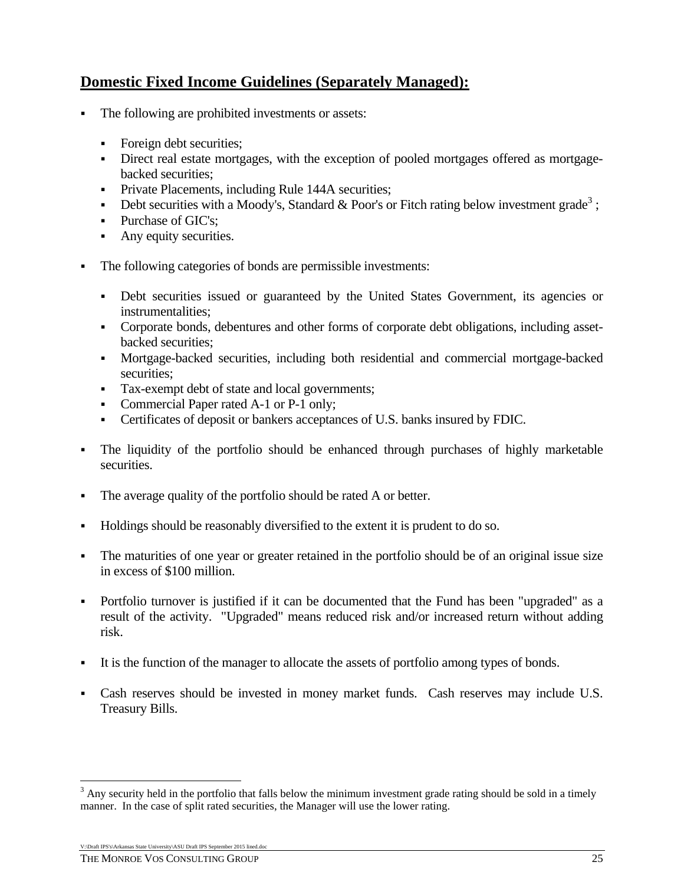## Domestic Fixed Income Guidelines (Separately Managed):

- The following are prohibited investments or assets:

  - Foreign debt securities;
  - Direct real estate mortgages, with the exception of pooled mortgages offered as mortgage-backed securities;
  - Private Placements, including Rule 144A securities;
  - Debt securities with a Moody's, Standard & Poor's or Fitch rating below investment grade[3] ;
  - Purchase of GIC's;
  - Any equity securities.

- The following categories of bonds are permissible investments:

  - Debt securities issued or guaranteed by the United States Government, its agencies or instrumentalities;
  - Corporate bonds, debentures and other forms of corporate debt obligations, including asset-backed securities;
  - Mortgage-backed securities, including both residential and commercial mortgage-backed securities;
  - Tax-exempt debt of state and local governments;
  - Commercial Paper rated A-1 or P-1 only;
  - Certificates of deposit or bankers acceptances of U.S. banks insured by FDIC.

- The liquidity of the portfolio should be enhanced through purchases of highly marketable securities.

- The average quality of the portfolio should be rated A or better.

- Holdings should be reasonably diversified to the extent it is prudent to do so.

- The maturities of one year or greater retained in the portfolio should be of an original issue size in excess of $100 million.

- Portfolio turnover is justified if it can be documented that the Fund has been "upgraded" as a result of the activity. "Upgraded" means reduced risk and/or increased return without adding risk.

- It is the function of the manager to allocate the assets of portfolio among types of bonds.

- Cash reserves should be invested in money market funds. Cash reserves may include U.S. Treasury Bills.

---

[3] Any security held in the portfolio that falls below the minimum investment grade rating should be sold in a timely manner. In the case of split rated securities, the Manager will use the lower rating.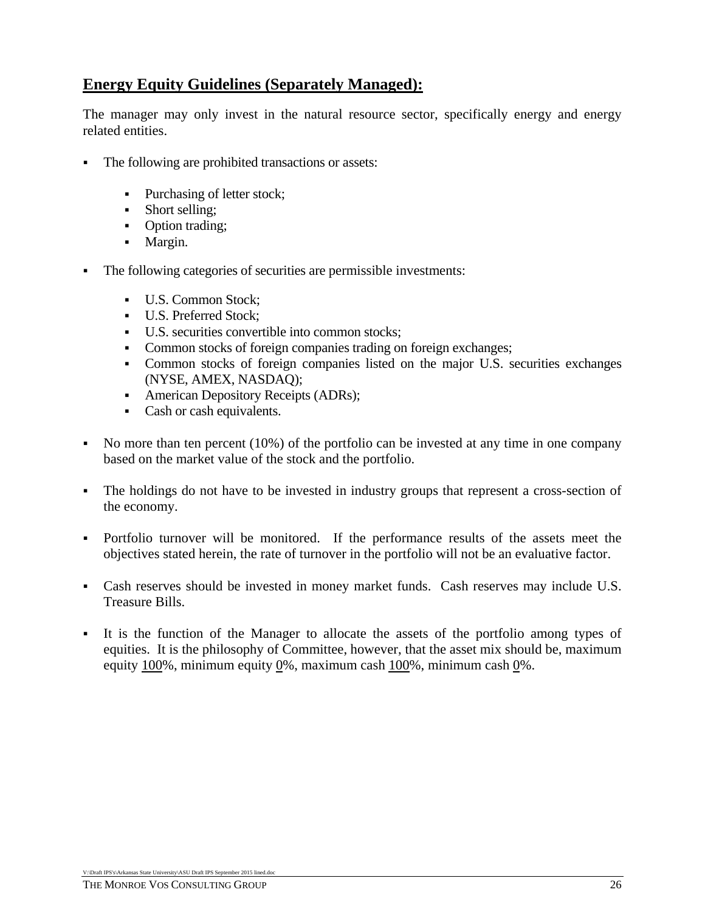## Energy Equity Guidelines (Separately Managed):

The manager may only invest in the natural resource sector, specifically energy and energy related entities.

- The following are prohibited transactions or assets:
  - Purchasing of letter stock;
  - Short selling;
  - Option trading;
  - Margin.

- The following categories of securities are permissible investments:
  - U.S. Common Stock;
  - U.S. Preferred Stock;
  - U.S. securities convertible into common stocks;
  - Common stocks of foreign companies trading on foreign exchanges;
  - Common stocks of foreign companies listed on the major U.S. securities exchanges (NYSE, AMEX, NASDAQ);
  - American Depository Receipts (ADRs);
  - Cash or cash equivalents.

- No more than ten percent (10%) of the portfolio can be invested at any time in one company based on the market value of the stock and the portfolio.

- The holdings do not have to be invested in industry groups that represent a cross-section of the economy.

- Portfolio turnover will be monitored. If the performance results of the assets meet the objectives stated herein, the rate of turnover in the portfolio will not be an evaluative factor.

- Cash reserves should be invested in money market funds. Cash reserves may include U.S. Treasure Bills.

- It is the function of the Manager to allocate the assets of the portfolio among types of equities. It is the philosophy of Committee, however, that the asset mix should be, maximum equity <u>100</u>%, minimum equity <u>0</u>%, maximum cash <u>100</u>%, minimum cash <u>0</u>%.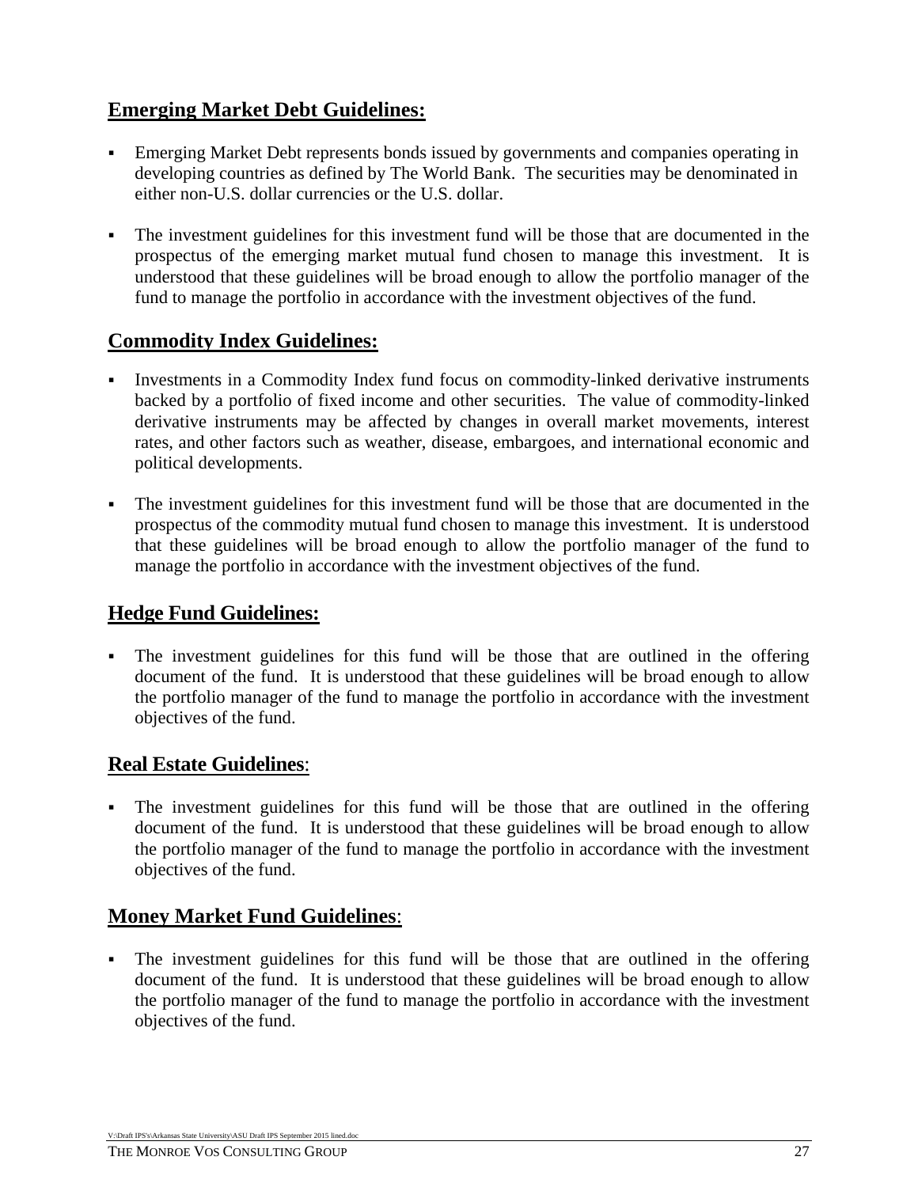## Emerging Market Debt Guidelines:

- Emerging Market Debt represents bonds issued by governments and companies operating in developing countries as defined by The World Bank. The securities may be denominated in either non-U.S. dollar currencies or the U.S. dollar.

- The investment guidelines for this investment fund will be those that are documented in the prospectus of the emerging market mutual fund chosen to manage this investment. It is understood that these guidelines will be broad enough to allow the portfolio manager of the fund to manage the portfolio in accordance with the investment objectives of the fund.

## Commodity Index Guidelines:

- Investments in a Commodity Index fund focus on commodity-linked derivative instruments backed by a portfolio of fixed income and other securities. The value of commodity-linked derivative instruments may be affected by changes in overall market movements, interest rates, and other factors such as weather, disease, embargoes, and international economic and political developments.

- The investment guidelines for this investment fund will be those that are documented in the prospectus of the commodity mutual fund chosen to manage this investment. It is understood that these guidelines will be broad enough to allow the portfolio manager of the fund to manage the portfolio in accordance with the investment objectives of the fund.

## Hedge Fund Guidelines:

- The investment guidelines for this fund will be those that are outlined in the offering document of the fund. It is understood that these guidelines will be broad enough to allow the portfolio manager of the fund to manage the portfolio in accordance with the investment objectives of the fund.

## Real Estate Guidelines:

- The investment guidelines for this fund will be those that are outlined in the offering document of the fund. It is understood that these guidelines will be broad enough to allow the portfolio manager of the fund to manage the portfolio in accordance with the investment objectives of the fund.

## Money Market Fund Guidelines:

- The investment guidelines for this fund will be those that are outlined in the offering document of the fund. It is understood that these guidelines will be broad enough to allow the portfolio manager of the fund to manage the portfolio in accordance with the investment objectives of the fund.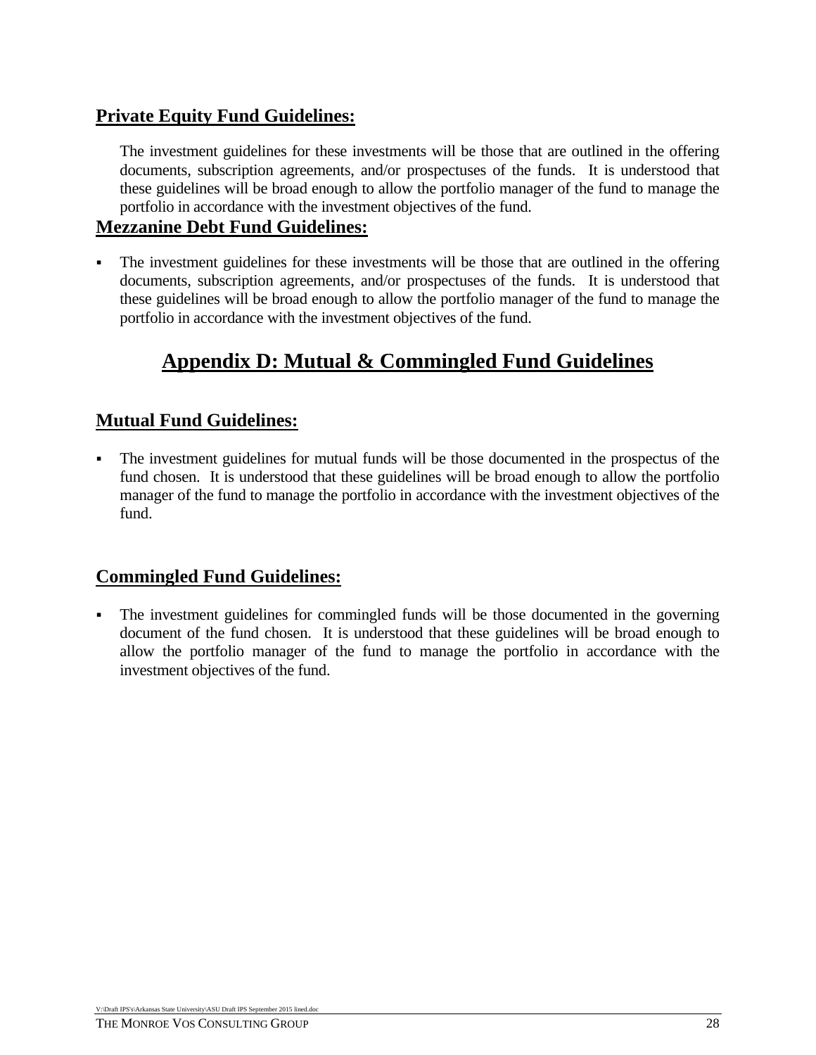**Private Equity Fund Guidelines:**

The investment guidelines for these investments will be those that are outlined in the offering documents, subscription agreements, and/or prospectuses of the funds. It is understood that these guidelines will be broad enough to allow the portfolio manager of the fund to manage the portfolio in accordance with the investment objectives of the fund.

**Mezzanine Debt Fund Guidelines:**

- The investment guidelines for these investments will be those that are outlined in the offering documents, subscription agreements, and/or prospectuses of the funds. It is understood that these guidelines will be broad enough to allow the portfolio manager of the fund to manage the portfolio in accordance with the investment objectives of the fund.

# Appendix D: Mutual & Commingled Fund Guidelines

**Mutual Fund Guidelines:**

- The investment guidelines for mutual funds will be those documented in the prospectus of the fund chosen. It is understood that these guidelines will be broad enough to allow the portfolio manager of the fund to manage the portfolio in accordance with the investment objectives of the fund.

**Commingled Fund Guidelines:**

- The investment guidelines for commingled funds will be those documented in the governing document of the fund chosen. It is understood that these guidelines will be broad enough to allow the portfolio manager of the fund to manage the portfolio in accordance with the investment objectives of the fund.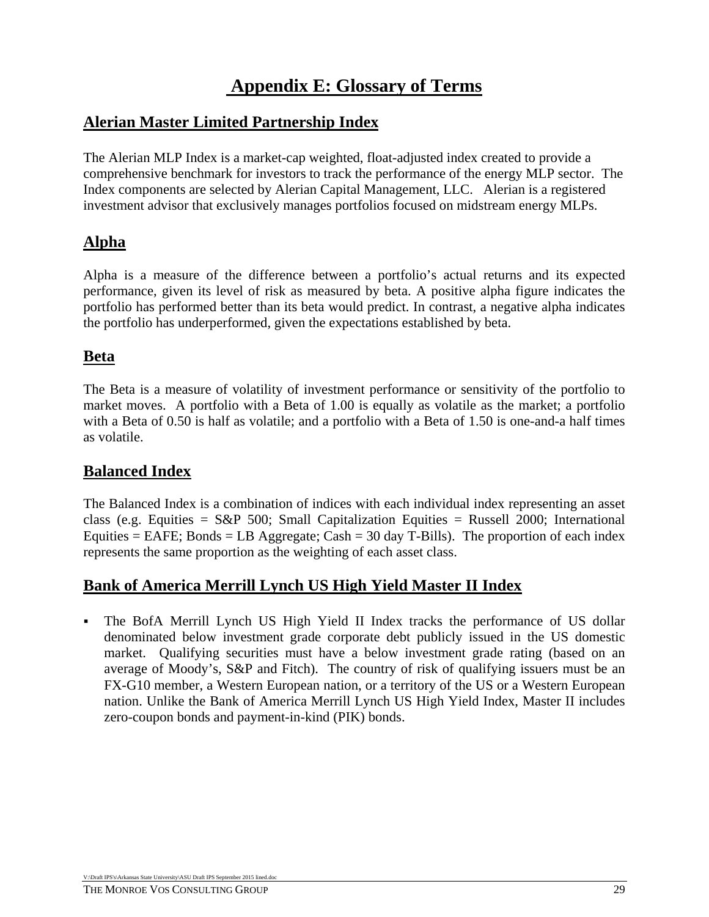# Appendix E: Glossary of Terms

## Alerian Master Limited Partnership Index

The Alerian MLP Index is a market-cap weighted, float-adjusted index created to provide a comprehensive benchmark for investors to track the performance of the energy MLP sector. The Index components are selected by Alerian Capital Management, LLC. Alerian is a registered investment advisor that exclusively manages portfolios focused on midstream energy MLPs.

## Alpha

Alpha is a measure of the difference between a portfolio's actual returns and its expected performance, given its level of risk as measured by beta. A positive alpha figure indicates the portfolio has performed better than its beta would predict. In contrast, a negative alpha indicates the portfolio has underperformed, given the expectations established by beta.

## Beta

The Beta is a measure of volatility of investment performance or sensitivity of the portfolio to market moves. A portfolio with a Beta of 1.00 is equally as volatile as the market; a portfolio with a Beta of 0.50 is half as volatile; and a portfolio with a Beta of 1.50 is one-and-a half times as volatile.

## Balanced Index

The Balanced Index is a combination of indices with each individual index representing an asset class (e.g. Equities = S&P 500; Small Capitalization Equities = Russell 2000; International Equities = EAFE; Bonds = LB Aggregate; Cash = 30 day T-Bills). The proportion of each index represents the same proportion as the weighting of each asset class.

## Bank of America Merrill Lynch US High Yield Master II Index

- The BofA Merrill Lynch US High Yield II Index tracks the performance of US dollar denominated below investment grade corporate debt publicly issued in the US domestic market. Qualifying securities must have a below investment grade rating (based on an average of Moody's, S&P and Fitch). The country of risk of qualifying issuers must be an FX-G10 member, a Western European nation, or a territory of the US or a Western European nation. Unlike the Bank of America Merrill Lynch US High Yield Index, Master II includes zero-coupon bonds and payment-in-kind (PIK) bonds.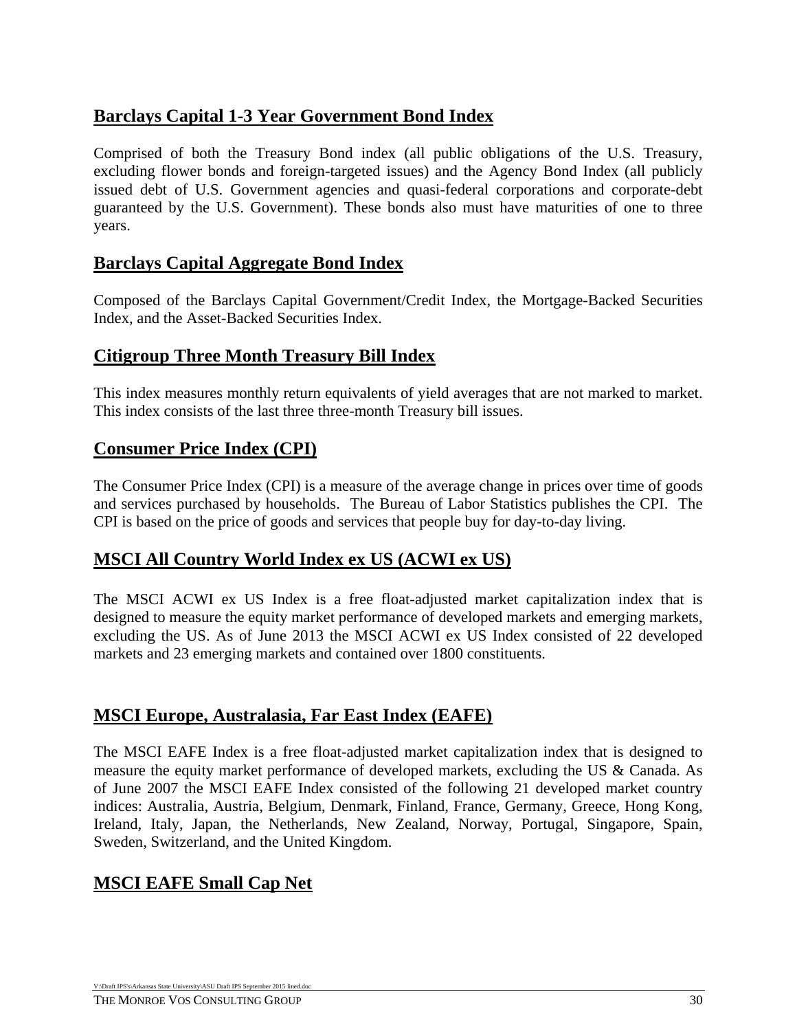## Barclays Capital 1-3 Year Government Bond Index

Comprised of both the Treasury Bond index (all public obligations of the U.S. Treasury, excluding flower bonds and foreign-targeted issues) and the Agency Bond Index (all publicly issued debt of U.S. Government agencies and quasi-federal corporations and corporate-debt guaranteed by the U.S. Government). These bonds also must have maturities of one to three years.

## Barclays Capital Aggregate Bond Index

Composed of the Barclays Capital Government/Credit Index, the Mortgage-Backed Securities Index, and the Asset-Backed Securities Index.

## Citigroup Three Month Treasury Bill Index

This index measures monthly return equivalents of yield averages that are not marked to market. This index consists of the last three three-month Treasury bill issues.

## Consumer Price Index (CPI)

The Consumer Price Index (CPI) is a measure of the average change in prices over time of goods and services purchased by households. The Bureau of Labor Statistics publishes the CPI. The CPI is based on the price of goods and services that people buy for day-to-day living.

## MSCI All Country World Index ex US (ACWI ex US)

The MSCI ACWI ex US Index is a free float-adjusted market capitalization index that is designed to measure the equity market performance of developed markets and emerging markets, excluding the US. As of June 2013 the MSCI ACWI ex US Index consisted of 22 developed markets and 23 emerging markets and contained over 1800 constituents.

## MSCI Europe, Australasia, Far East Index (EAFE)

The MSCI EAFE Index is a free float-adjusted market capitalization index that is designed to measure the equity market performance of developed markets, excluding the US & Canada. As of June 2007 the MSCI EAFE Index consisted of the following 21 developed market country indices: Australia, Austria, Belgium, Denmark, Finland, France, Germany, Greece, Hong Kong, Ireland, Italy, Japan, the Netherlands, New Zealand, Norway, Portugal, Singapore, Spain, Sweden, Switzerland, and the United Kingdom.

## MSCI EAFE Small Cap Net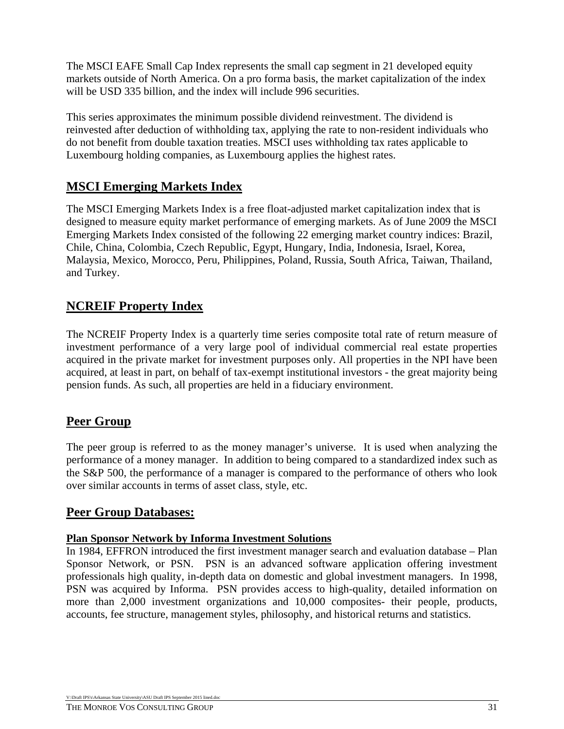The MSCI EAFE Small Cap Index represents the small cap segment in 21 developed equity markets outside of North America. On a pro forma basis, the market capitalization of the index will be USD 335 billion, and the index will include 996 securities.

This series approximates the minimum possible dividend reinvestment. The dividend is reinvested after deduction of withholding tax, applying the rate to non-resident individuals who do not benefit from double taxation treaties. MSCI uses withholding tax rates applicable to Luxembourg holding companies, as Luxembourg applies the highest rates.

## MSCI Emerging Markets Index

The MSCI Emerging Markets Index is a free float-adjusted market capitalization index that is designed to measure equity market performance of emerging markets. As of June 2009 the MSCI Emerging Markets Index consisted of the following 22 emerging market country indices: Brazil, Chile, China, Colombia, Czech Republic, Egypt, Hungary, India, Indonesia, Israel, Korea, Malaysia, Mexico, Morocco, Peru, Philippines, Poland, Russia, South Africa, Taiwan, Thailand, and Turkey.

## NCREIF Property Index

The NCREIF Property Index is a quarterly time series composite total rate of return measure of investment performance of a very large pool of individual commercial real estate properties acquired in the private market for investment purposes only. All properties in the NPI have been acquired, at least in part, on behalf of tax-exempt institutional investors - the great majority being pension funds. As such, all properties are held in a fiduciary environment.

## Peer Group

The peer group is referred to as the money manager's universe. It is used when analyzing the performance of a money manager. In addition to being compared to a standardized index such as the S&P 500, the performance of a manager is compared to the performance of others who look over similar accounts in terms of asset class, style, etc.

## Peer Group Databases:

### Plan Sponsor Network by Informa Investment Solutions

In 1984, EFFRON introduced the first investment manager search and evaluation database – Plan Sponsor Network, or PSN. PSN is an advanced software application offering investment professionals high quality, in-depth data on domestic and global investment managers. In 1998, PSN was acquired by Informa. PSN provides access to high-quality, detailed information on more than 2,000 investment organizations and 10,000 composites- their people, products, accounts, fee structure, management styles, philosophy, and historical returns and statistics.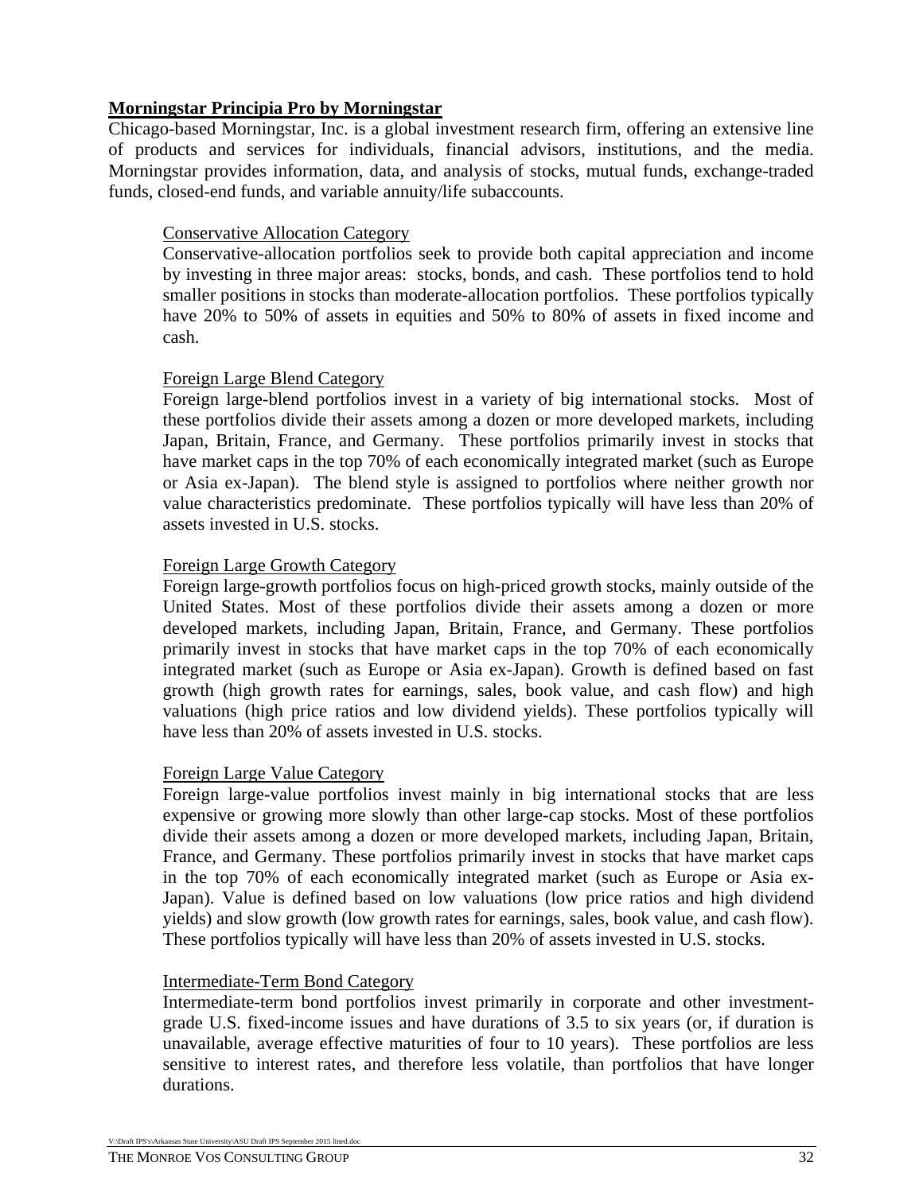**Morningstar Principia Pro by Morningstar**

Chicago-based Morningstar, Inc. is a global investment research firm, offering an extensive line of products and services for individuals, financial advisors, institutions, and the media. Morningstar provides information, data, and analysis of stocks, mutual funds, exchange-traded funds, closed-end funds, and variable annuity/life subaccounts.

Conservative Allocation Category

Conservative-allocation portfolios seek to provide both capital appreciation and income by investing in three major areas: stocks, bonds, and cash. These portfolios tend to hold smaller positions in stocks than moderate-allocation portfolios. These portfolios typically have 20% to 50% of assets in equities and 50% to 80% of assets in fixed income and cash.

Foreign Large Blend Category

Foreign large-blend portfolios invest in a variety of big international stocks. Most of these portfolios divide their assets among a dozen or more developed markets, including Japan, Britain, France, and Germany. These portfolios primarily invest in stocks that have market caps in the top 70% of each economically integrated market (such as Europe or Asia ex-Japan). The blend style is assigned to portfolios where neither growth nor value characteristics predominate. These portfolios typically will have less than 20% of assets invested in U.S. stocks.

Foreign Large Growth Category

Foreign large-growth portfolios focus on high-priced growth stocks, mainly outside of the United States. Most of these portfolios divide their assets among a dozen or more developed markets, including Japan, Britain, France, and Germany. These portfolios primarily invest in stocks that have market caps in the top 70% of each economically integrated market (such as Europe or Asia ex-Japan). Growth is defined based on fast growth (high growth rates for earnings, sales, book value, and cash flow) and high valuations (high price ratios and low dividend yields). These portfolios typically will have less than 20% of assets invested in U.S. stocks.

Foreign Large Value Category

Foreign large-value portfolios invest mainly in big international stocks that are less expensive or growing more slowly than other large-cap stocks. Most of these portfolios divide their assets among a dozen or more developed markets, including Japan, Britain, France, and Germany. These portfolios primarily invest in stocks that have market caps in the top 70% of each economically integrated market (such as Europe or Asia ex-Japan). Value is defined based on low valuations (low price ratios and high dividend yields) and slow growth (low growth rates for earnings, sales, book value, and cash flow). These portfolios typically will have less than 20% of assets invested in U.S. stocks.

Intermediate-Term Bond Category

Intermediate-term bond portfolios invest primarily in corporate and other investment-grade U.S. fixed-income issues and have durations of 3.5 to six years (or, if duration is unavailable, average effective maturities of four to 10 years). These portfolios are less sensitive to interest rates, and therefore less volatile, than portfolios that have longer durations.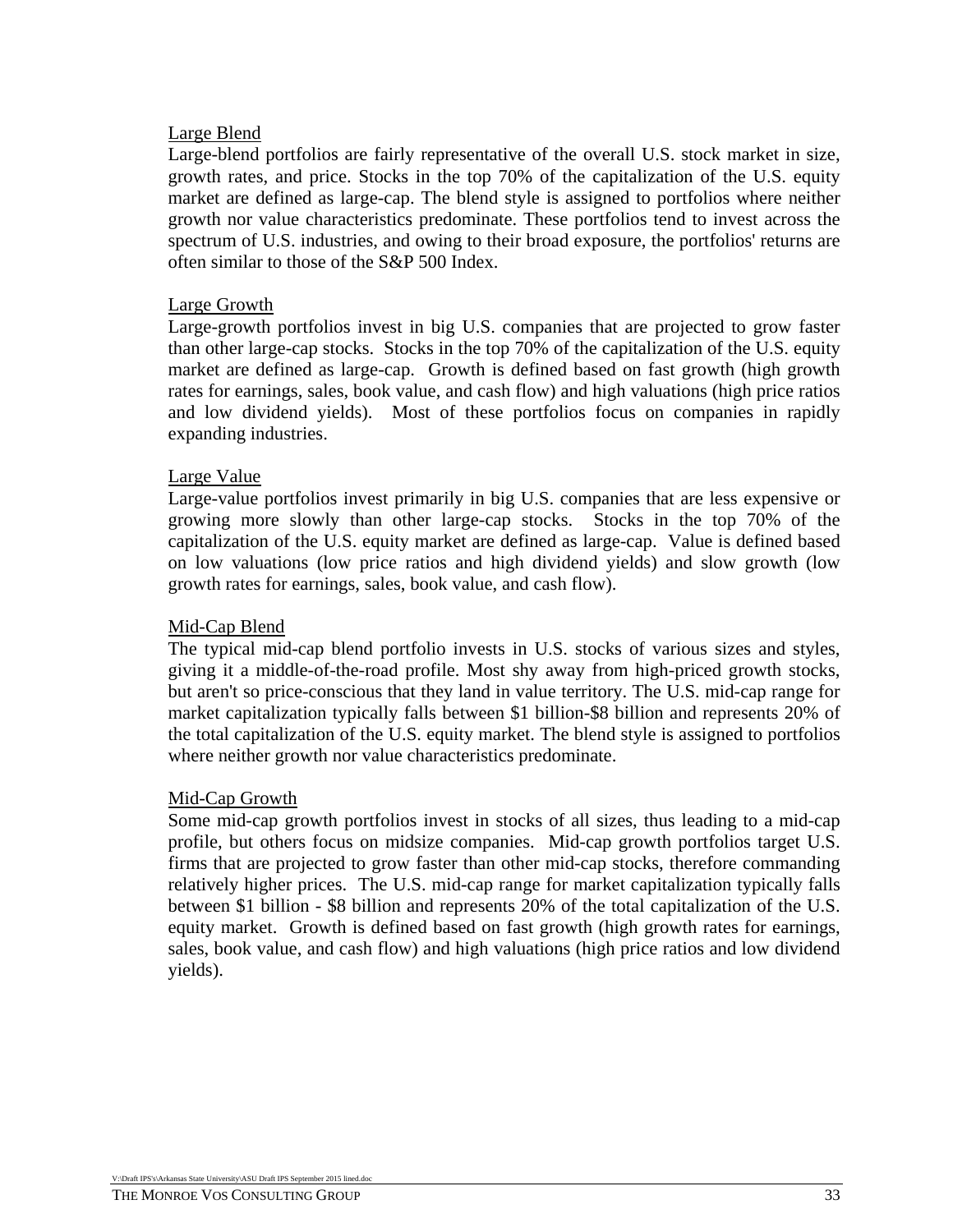Large Blend

Large-blend portfolios are fairly representative of the overall U.S. stock market in size, growth rates, and price. Stocks in the top 70% of the capitalization of the U.S. equity market are defined as large-cap. The blend style is assigned to portfolios where neither growth nor value characteristics predominate. These portfolios tend to invest across the spectrum of U.S. industries, and owing to their broad exposure, the portfolios' returns are often similar to those of the S&P 500 Index.

Large Growth

Large-growth portfolios invest in big U.S. companies that are projected to grow faster than other large-cap stocks. Stocks in the top 70% of the capitalization of the U.S. equity market are defined as large-cap. Growth is defined based on fast growth (high growth rates for earnings, sales, book value, and cash flow) and high valuations (high price ratios and low dividend yields). Most of these portfolios focus on companies in rapidly expanding industries.

Large Value

Large-value portfolios invest primarily in big U.S. companies that are less expensive or growing more slowly than other large-cap stocks. Stocks in the top 70% of the capitalization of the U.S. equity market are defined as large-cap. Value is defined based on low valuations (low price ratios and high dividend yields) and slow growth (low growth rates for earnings, sales, book value, and cash flow).

Mid-Cap Blend

The typical mid-cap blend portfolio invests in U.S. stocks of various sizes and styles, giving it a middle-of-the-road profile. Most shy away from high-priced growth stocks, but aren't so price-conscious that they land in value territory. The U.S. mid-cap range for market capitalization typically falls between $1 billion-$8 billion and represents 20% of the total capitalization of the U.S. equity market. The blend style is assigned to portfolios where neither growth nor value characteristics predominate.

Mid-Cap Growth

Some mid-cap growth portfolios invest in stocks of all sizes, thus leading to a mid-cap profile, but others focus on midsize companies. Mid-cap growth portfolios target U.S. firms that are projected to grow faster than other mid-cap stocks, therefore commanding relatively higher prices. The U.S. mid-cap range for market capitalization typically falls between $1 billion - $8 billion and represents 20% of the total capitalization of the U.S. equity market. Growth is defined based on fast growth (high growth rates for earnings, sales, book value, and cash flow) and high valuations (high price ratios and low dividend yields).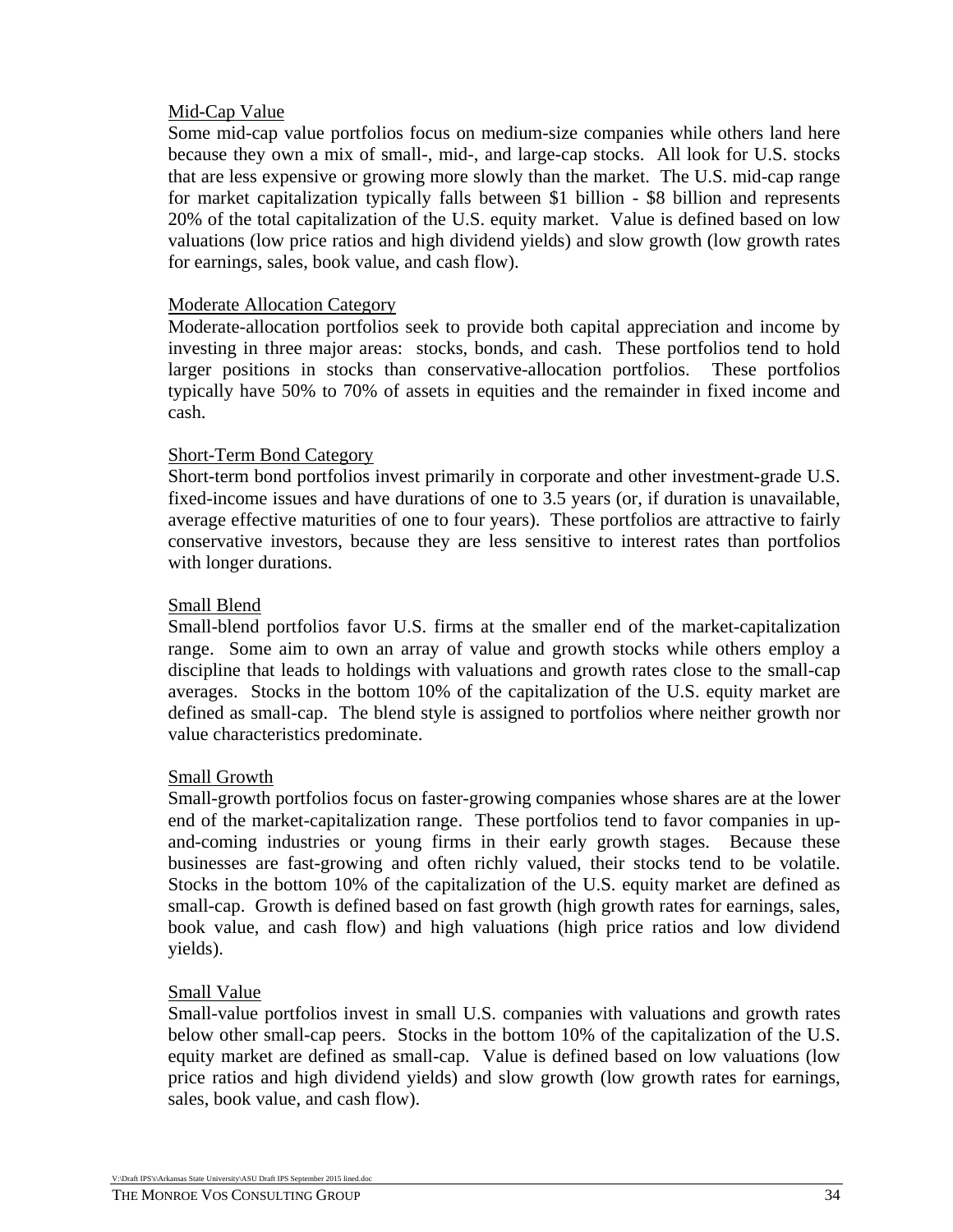Mid-Cap Value

Some mid-cap value portfolios focus on medium-size companies while others land here because they own a mix of small-, mid-, and large-cap stocks. All look for U.S. stocks that are less expensive or growing more slowly than the market. The U.S. mid-cap range for market capitalization typically falls between \$1 billion - \$8 billion and represents 20% of the total capitalization of the U.S. equity market. Value is defined based on low valuations (low price ratios and high dividend yields) and slow growth (low growth rates for earnings, sales, book value, and cash flow).

Moderate Allocation Category

Moderate-allocation portfolios seek to provide both capital appreciation and income by investing in three major areas: stocks, bonds, and cash. These portfolios tend to hold larger positions in stocks than conservative-allocation portfolios. These portfolios typically have 50% to 70% of assets in equities and the remainder in fixed income and cash.

Short-Term Bond Category

Short-term bond portfolios invest primarily in corporate and other investment-grade U.S. fixed-income issues and have durations of one to 3.5 years (or, if duration is unavailable, average effective maturities of one to four years). These portfolios are attractive to fairly conservative investors, because they are less sensitive to interest rates than portfolios with longer durations.

Small Blend

Small-blend portfolios favor U.S. firms at the smaller end of the market-capitalization range. Some aim to own an array of value and growth stocks while others employ a discipline that leads to holdings with valuations and growth rates close to the small-cap averages. Stocks in the bottom 10% of the capitalization of the U.S. equity market are defined as small-cap. The blend style is assigned to portfolios where neither growth nor value characteristics predominate.

Small Growth

Small-growth portfolios focus on faster-growing companies whose shares are at the lower end of the market-capitalization range. These portfolios tend to favor companies in up-and-coming industries or young firms in their early growth stages. Because these businesses are fast-growing and often richly valued, their stocks tend to be volatile. Stocks in the bottom 10% of the capitalization of the U.S. equity market are defined as small-cap. Growth is defined based on fast growth (high growth rates for earnings, sales, book value, and cash flow) and high valuations (high price ratios and low dividend yields).

Small Value

Small-value portfolios invest in small U.S. companies with valuations and growth rates below other small-cap peers. Stocks in the bottom 10% of the capitalization of the U.S. equity market are defined as small-cap. Value is defined based on low valuations (low price ratios and high dividend yields) and slow growth (low growth rates for earnings, sales, book value, and cash flow).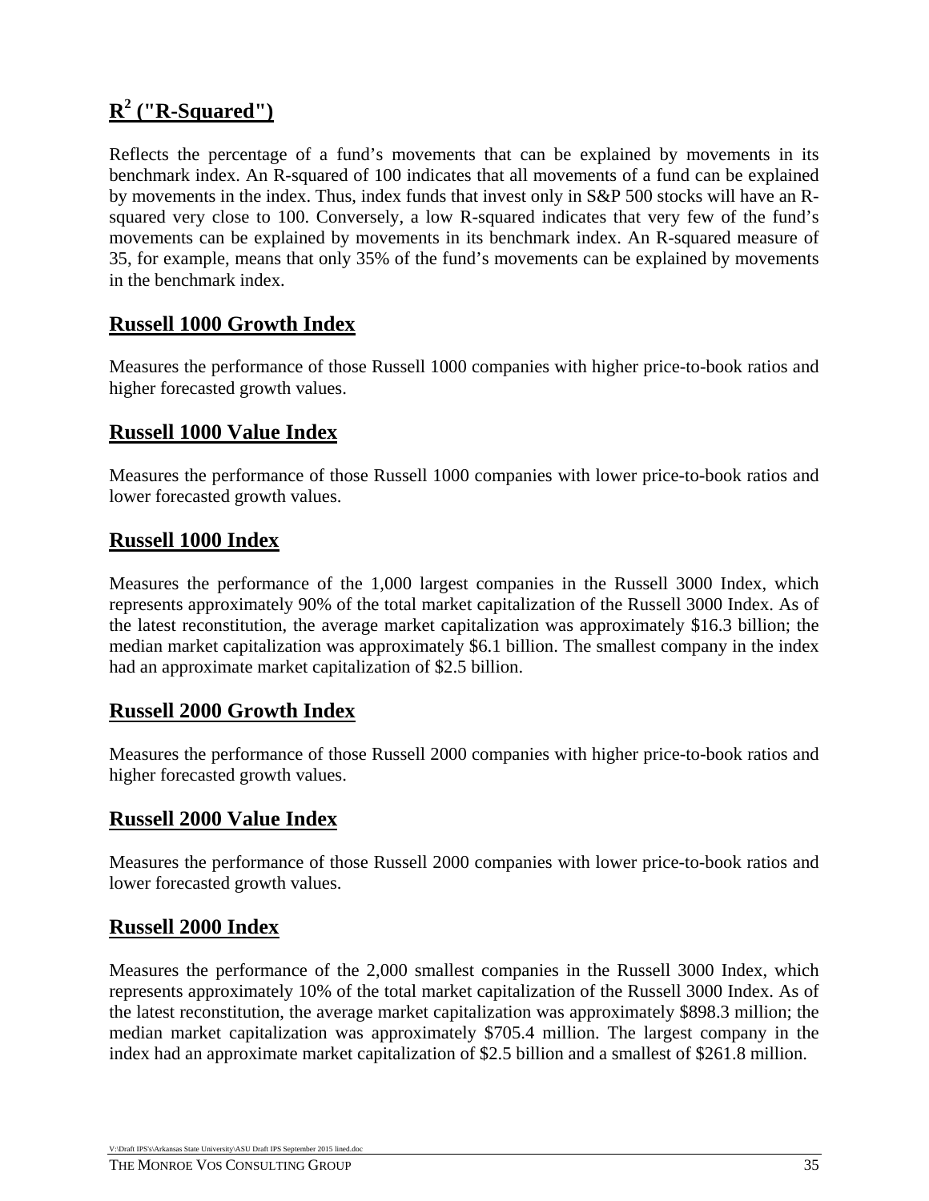## $R^2$ ("R-Squared")

Reflects the percentage of a fund's movements that can be explained by movements in its benchmark index. An R-squared of 100 indicates that all movements of a fund can be explained by movements in the index. Thus, index funds that invest only in S&P 500 stocks will have an R-squared very close to 100. Conversely, a low R-squared indicates that very few of the fund's movements can be explained by movements in its benchmark index. An R-squared measure of 35, for example, means that only 35% of the fund's movements can be explained by movements in the benchmark index.

## Russell 1000 Growth Index

Measures the performance of those Russell 1000 companies with higher price-to-book ratios and higher forecasted growth values.

## Russell 1000 Value Index

Measures the performance of those Russell 1000 companies with lower price-to-book ratios and lower forecasted growth values.

## Russell 1000 Index

Measures the performance of the 1,000 largest companies in the Russell 3000 Index, which represents approximately 90% of the total market capitalization of the Russell 3000 Index. As of the latest reconstitution, the average market capitalization was approximately $16.3 billion; the median market capitalization was approximately $6.1 billion. The smallest company in the index had an approximate market capitalization of $2.5 billion.

## Russell 2000 Growth Index

Measures the performance of those Russell 2000 companies with higher price-to-book ratios and higher forecasted growth values.

## Russell 2000 Value Index

Measures the performance of those Russell 2000 companies with lower price-to-book ratios and lower forecasted growth values.

## Russell 2000 Index

Measures the performance of the 2,000 smallest companies in the Russell 3000 Index, which represents approximately 10% of the total market capitalization of the Russell 3000 Index. As of the latest reconstitution, the average market capitalization was approximately $898.3 million; the median market capitalization was approximately $705.4 million. The largest company in the index had an approximate market capitalization of $2.5 billion and a smallest of $261.8 million.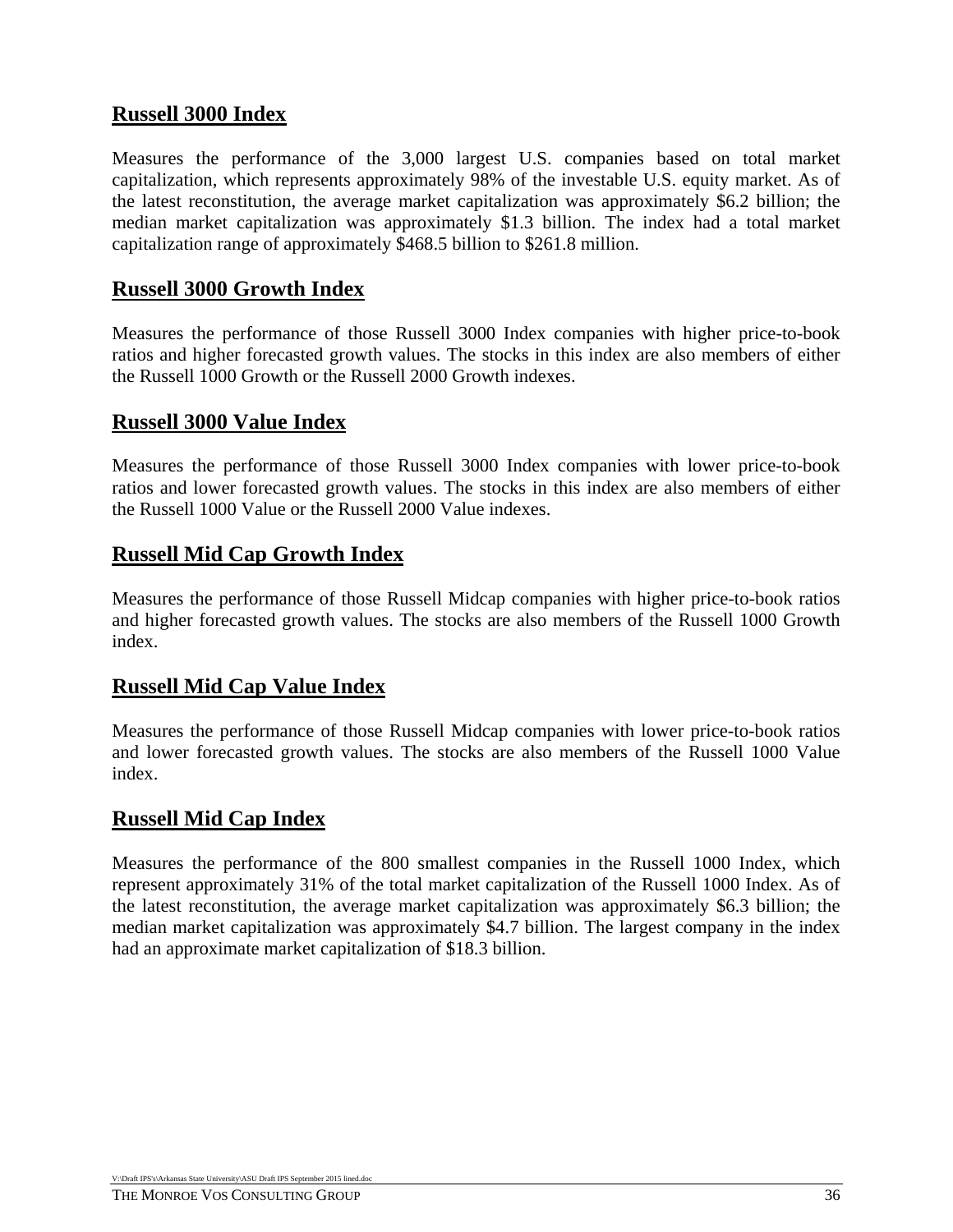## Russell 3000 Index

Measures the performance of the 3,000 largest U.S. companies based on total market capitalization, which represents approximately 98% of the investable U.S. equity market. As of the latest reconstitution, the average market capitalization was approximately \$6.2 billion; the median market capitalization was approximately \$1.3 billion. The index had a total market capitalization range of approximately \$468.5 billion to \$261.8 million.

## Russell 3000 Growth Index

Measures the performance of those Russell 3000 Index companies with higher price-to-book ratios and higher forecasted growth values. The stocks in this index are also members of either the Russell 1000 Growth or the Russell 2000 Growth indexes.

## Russell 3000 Value Index

Measures the performance of those Russell 3000 Index companies with lower price-to-book ratios and lower forecasted growth values. The stocks in this index are also members of either the Russell 1000 Value or the Russell 2000 Value indexes.

## Russell Mid Cap Growth Index

Measures the performance of those Russell Midcap companies with higher price-to-book ratios and higher forecasted growth values. The stocks are also members of the Russell 1000 Growth index.

## Russell Mid Cap Value Index

Measures the performance of those Russell Midcap companies with lower price-to-book ratios and lower forecasted growth values. The stocks are also members of the Russell 1000 Value index.

## Russell Mid Cap Index

Measures the performance of the 800 smallest companies in the Russell 1000 Index, which represent approximately 31% of the total market capitalization of the Russell 1000 Index. As of the latest reconstitution, the average market capitalization was approximately \$6.3 billion; the median market capitalization was approximately \$4.7 billion. The largest company in the index had an approximate market capitalization of \$18.3 billion.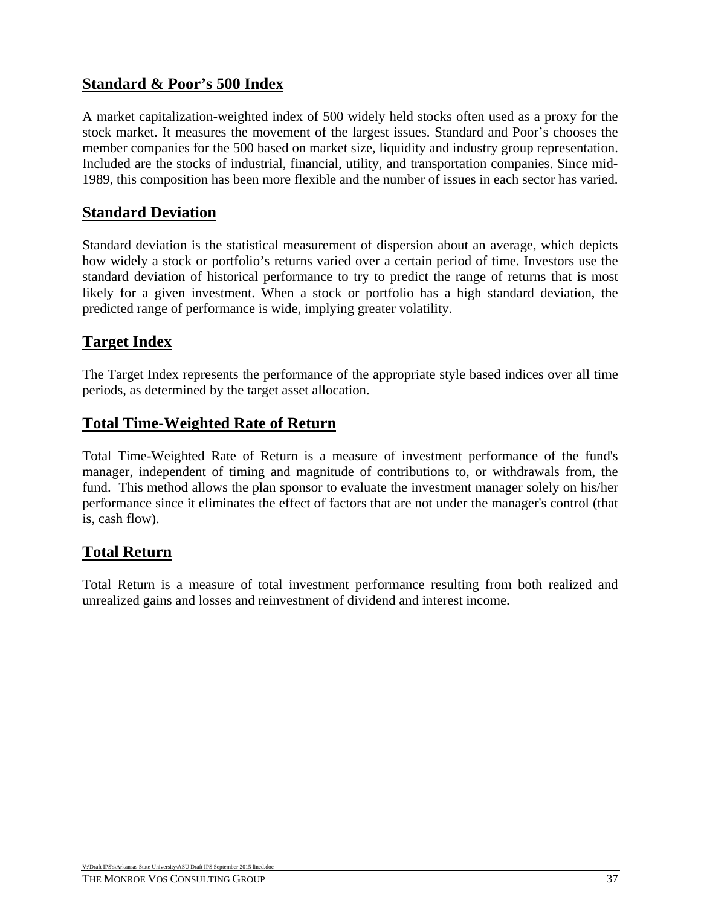## Standard & Poor's 500 Index

A market capitalization-weighted index of 500 widely held stocks often used as a proxy for the stock market. It measures the movement of the largest issues. Standard and Poor's chooses the member companies for the 500 based on market size, liquidity and industry group representation. Included are the stocks of industrial, financial, utility, and transportation companies. Since mid-1989, this composition has been more flexible and the number of issues in each sector has varied.

## Standard Deviation

Standard deviation is the statistical measurement of dispersion about an average, which depicts how widely a stock or portfolio's returns varied over a certain period of time. Investors use the standard deviation of historical performance to try to predict the range of returns that is most likely for a given investment. When a stock or portfolio has a high standard deviation, the predicted range of performance is wide, implying greater volatility.

## Target Index

The Target Index represents the performance of the appropriate style based indices over all time periods, as determined by the target asset allocation.

## Total Time-Weighted Rate of Return

Total Time-Weighted Rate of Return is a measure of investment performance of the fund's manager, independent of timing and magnitude of contributions to, or withdrawals from, the fund. This method allows the plan sponsor to evaluate the investment manager solely on his/her performance since it eliminates the effect of factors that are not under the manager's control (that is, cash flow).

## Total Return

Total Return is a measure of total investment performance resulting from both realized and unrealized gains and losses and reinvestment of dividend and interest income.